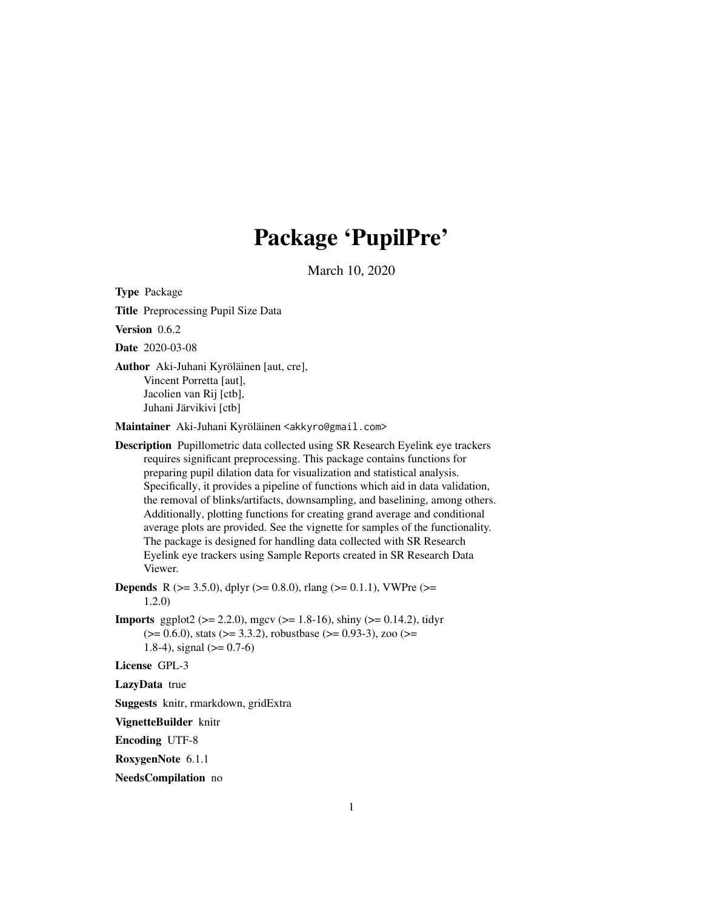# Package 'PupilPre'

March 10, 2020

**Type** Package

**Title** Preprocessing Pupil Size Data

**Version** 0.6.2

**Date** 2020-03-08

**Author** Aki-Juhani Kyröläinen [aut, cre],
Vincent Porretta [aut],
Jacolien van Rij [ctb],
Juhani Järvikivi [ctb]

**Maintainer** Aki-Juhani Kyröläinen <akkyro@gmail.com>

**Description** Pupillometric data collected using SR Research Eyelink eye trackers requires significant preprocessing. This package contains functions for preparing pupil dilation data for visualization and statistical analysis. Specifically, it provides a pipeline of functions which aid in data validation, the removal of blinks/artifacts, downsampling, and baselining, among others. Additionally, plotting functions for creating grand average and conditional average plots are provided. See the vignette for samples of the functionality. The package is designed for handling data collected with SR Research Eyelink eye trackers using Sample Reports created in SR Research Data Viewer.

**Depends** R (>= 3.5.0), dplyr (>= 0.8.0), rlang (>= 0.1.1), VWPre (>= 1.2.0)

**Imports** ggplot2 (>= 2.2.0), mgcv (>= 1.8-16), shiny (>= 0.14.2), tidyr (>= 0.6.0), stats (>= 3.3.2), robustbase (>= 0.93-3), zoo (>= 1.8-4), signal (>= 0.7-6)

**License** GPL-3

**LazyData** true

**Suggests** knitr, rmarkdown, gridExtra

**VignetteBuilder** knitr

**Encoding** UTF-8

**RoxygenNote** 6.1.1

**NeedsCompilation** no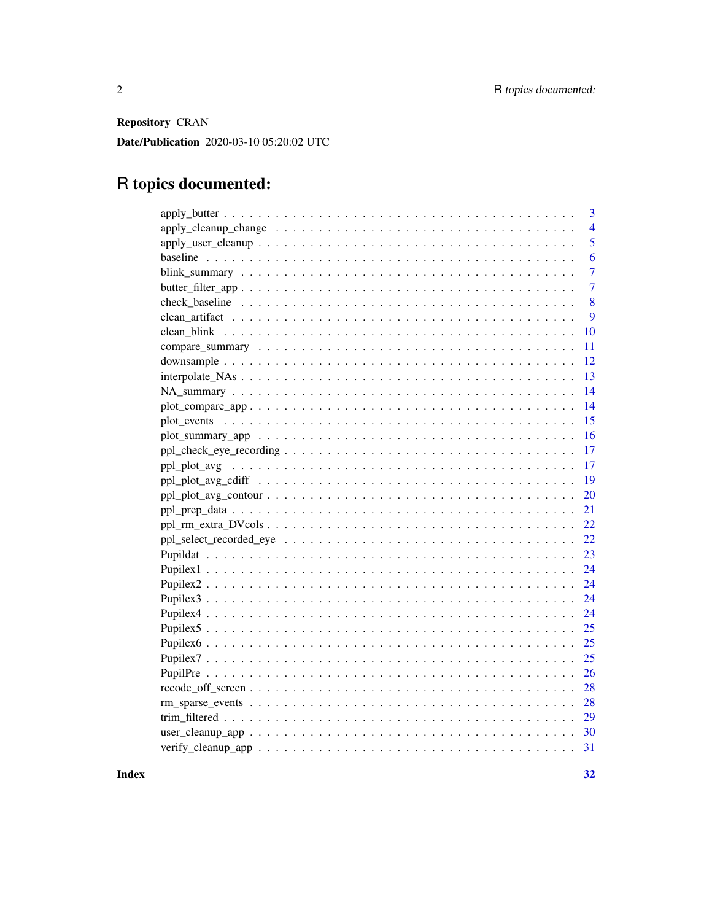**Repository** CRAN

**Date/Publication** 2020-03-10 05:20:02 UTC

# R topics documented:

| | |
|---|---|
| apply_butter | 3 |
| apply_cleanup_change | 4 |
| apply_user_cleanup | 5 |
| baseline | 6 |
| blink_summary | 7 |
| butter_filter_app | 7 |
| check_baseline | 8 |
| clean_artifact | 9 |
| clean_blink | 10 |
| compare_summary | 11 |
| downsample | 12 |
| interpolate_NAs | 13 |
| NA_summary | 14 |
| plot_compare_app | 14 |
| plot_events | 15 |
| plot_summary_app | 16 |
| ppl_check_eye_recording | 17 |
| ppl_plot_avg | 17 |
| ppl_plot_avg_cdiff | 19 |
| ppl_plot_avg_contour | 20 |
| ppl_prep_data | 21 |
| ppl_rm_extra_DVcols | 22 |
| ppl_select_recorded_eye | 22 |
| Pupildat | 23 |
| Pupilex1 | 24 |
| Pupilex2 | 24 |
| Pupilex3 | 24 |
| Pupilex4 | 24 |
| Pupilex5 | 25 |
| Pupilex6 | 25 |
| Pupilex7 | 25 |
| PupilPre | 26 |
| recode_off_screen | 28 |
| rm_sparse_events | 28 |
| trim_filtered | 29 |
| user_cleanup_app | 30 |
| verify_cleanup_app | 31 |

**Index** **32**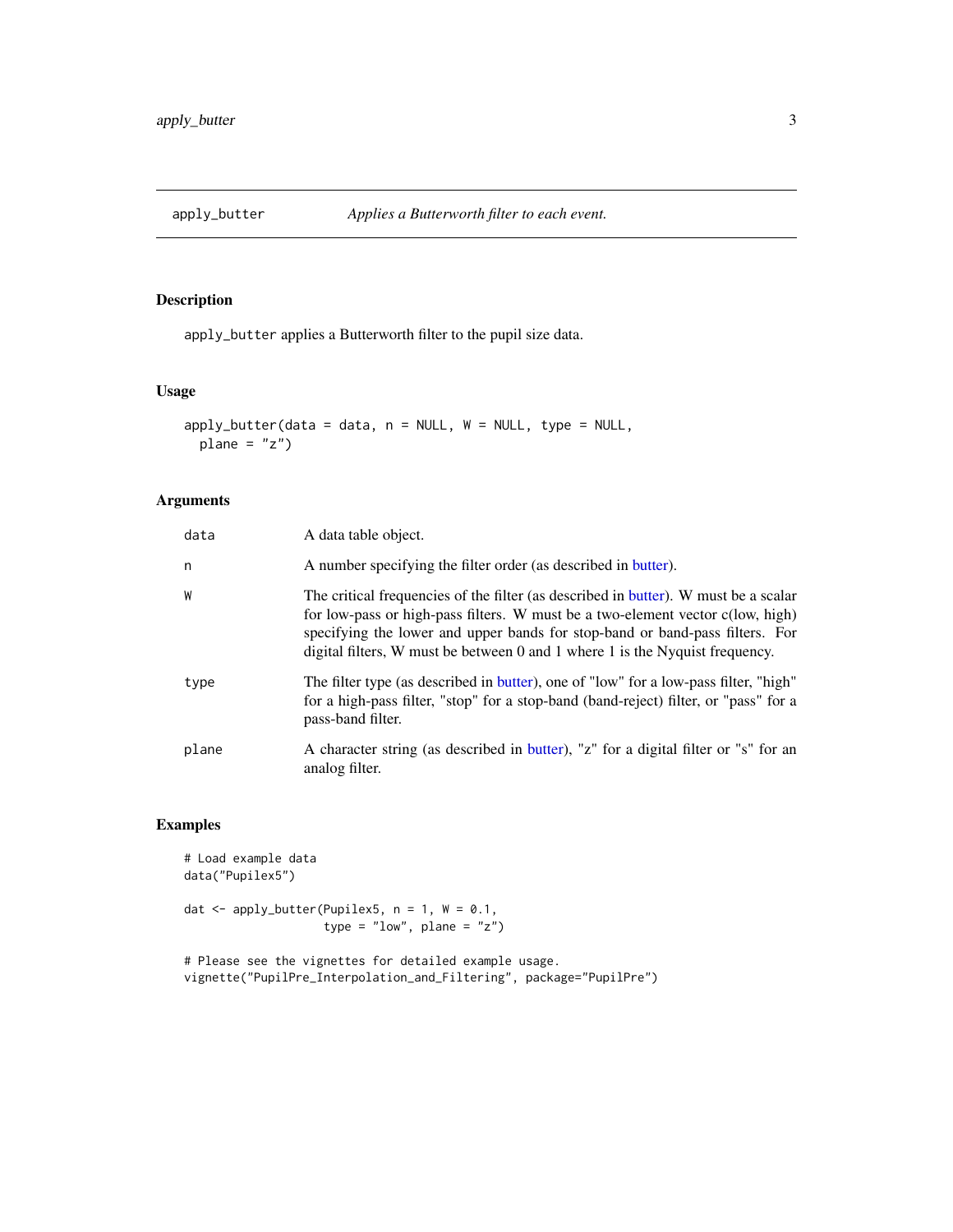## apply_butter — *Applies a Butterworth filter to each event.*

### Description

`apply_butter` applies a Butterworth filter to the pupil size data.

### Usage

```
apply_butter(data = data, n = NULL, W = NULL, type = NULL,
  plane = "z")
```

### Arguments

| Argument | Description |
|---|---|
| `data` | A data table object. |
| `n` | A number specifying the filter order (as described in butter). |
| `W` | The critical frequencies of the filter (as described in butter). W must be a scalar for low-pass or high-pass filters. W must be a two-element vector c(low, high) specifying the lower and upper bands for stop-band or band-pass filters. For digital filters, W must be between 0 and 1 where 1 is the Nyquist frequency. |
| `type` | The filter type (as described in butter), one of "low" for a low-pass filter, "high" for a high-pass filter, "stop" for a stop-band (band-reject) filter, or "pass" for a pass-band filter. |
| `plane` | A character string (as described in butter), "z" for a digital filter or "s" for an analog filter. |

### Examples

```
# Load example data
data("Pupilex5")

dat <- apply_butter(Pupilex5, n = 1, W = 0.1,
                    type = "low", plane = "z")

# Please see the vignettes for detailed example usage.
vignette("PupilPre_Interpolation_and_Filtering", package="PupilPre")
```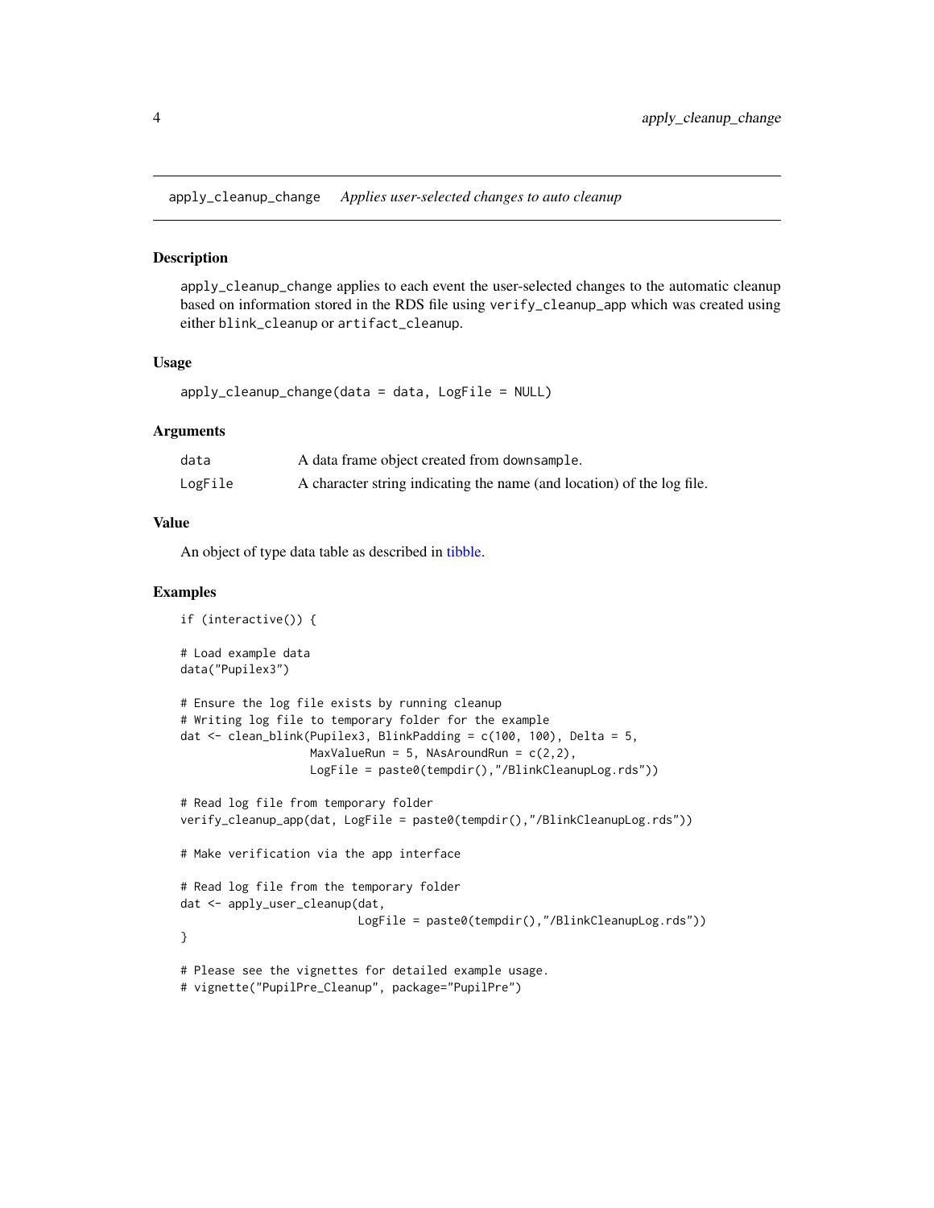## apply_cleanup_change *Applies user-selected changes to auto cleanup*

### Description

`apply_cleanup_change` applies to each event the user-selected changes to the automatic cleanup based on information stored in the RDS file using `verify_cleanup_app` which was created using either `blink_cleanup` or `artifact_cleanup`.

### Usage

```
apply_cleanup_change(data = data, LogFile = NULL)
```

### Arguments

| | |
|---|---|
| data | A data frame object created from `downsample`. |
| LogFile | A character string indicating the name (and location) of the log file. |

### Value

An object of type data table as described in tibble.

### Examples

```
if (interactive()) {

# Load example data
data("Pupilex3")

# Ensure the log file exists by running cleanup
# Writing log file to temporary folder for the example
dat <- clean_blink(Pupilex3, BlinkPadding = c(100, 100), Delta = 5,
                   MaxValueRun = 5, NAsAroundRun = c(2,2),
                   LogFile = paste0(tempdir(),"/BlinkCleanupLog.rds"))

# Read log file from temporary folder
verify_cleanup_app(dat, LogFile = paste0(tempdir(),"/BlinkCleanupLog.rds"))

# Make verification via the app interface

# Read log file from the temporary folder
dat <- apply_user_cleanup(dat,
                          LogFile = paste0(tempdir(),"/BlinkCleanupLog.rds"))
}

# Please see the vignettes for detailed example usage.
# vignette("PupilPre_Cleanup", package="PupilPre")
```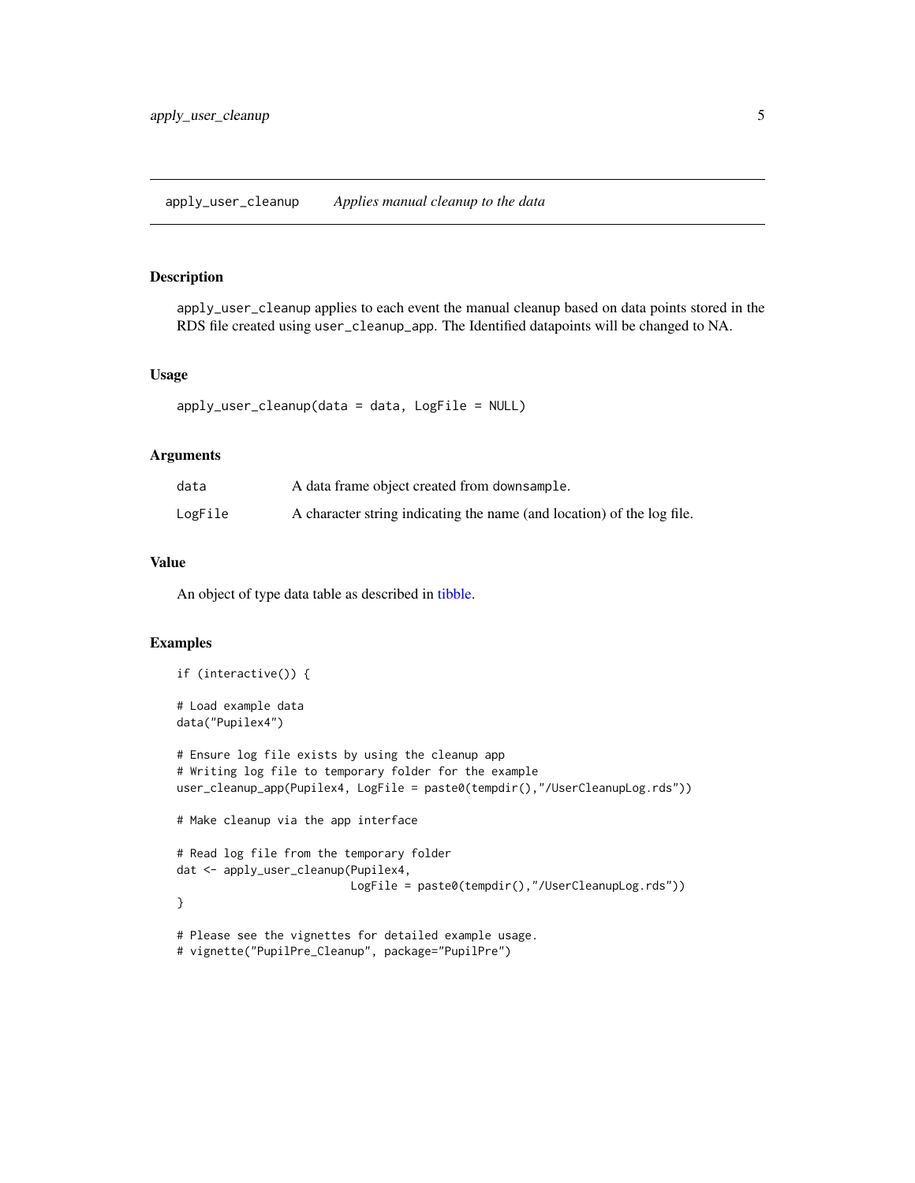## apply_user_cleanup    *Applies manual cleanup to the data*

### Description

apply_user_cleanup applies to each event the manual cleanup based on data points stored in the RDS file created using user_cleanup_app. The Identified datapoints will be changed to NA.

### Usage

```
apply_user_cleanup(data = data, LogFile = NULL)
```

### Arguments

| | |
|---|---|
| data | A data frame object created from downsample. |
| LogFile | A character string indicating the name (and location) of the log file. |

### Value

An object of type data table as described in tibble.

### Examples

```
if (interactive()) {

# Load example data
data("Pupilex4")

# Ensure log file exists by using the cleanup app
# Writing log file to temporary folder for the example
user_cleanup_app(Pupilex4, LogFile = paste0(tempdir(),"/UserCleanupLog.rds"))

# Make cleanup via the app interface

# Read log file from the temporary folder
dat <- apply_user_cleanup(Pupilex4,
                          LogFile = paste0(tempdir(),"/UserCleanupLog.rds"))
}

# Please see the vignettes for detailed example usage.
# vignette("PupilPre_Cleanup", package="PupilPre")
```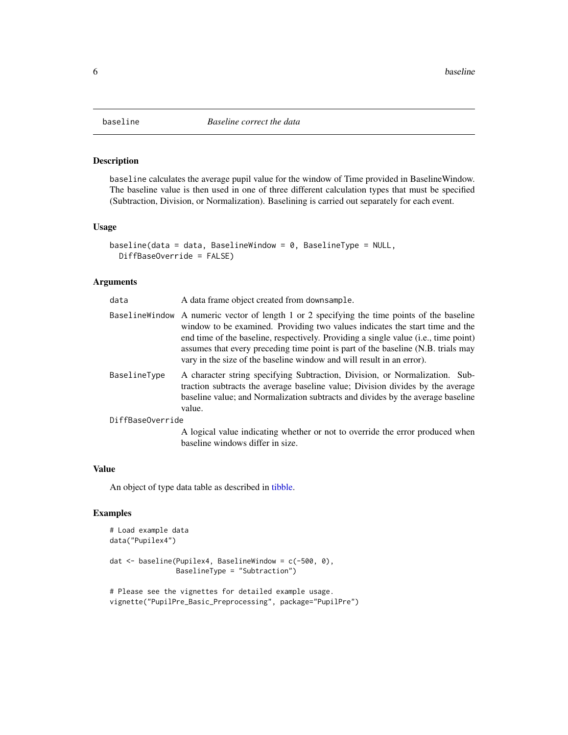## baseline — *Baseline correct the data*

### Description

baseline calculates the average pupil value for the window of Time provided in BaselineWindow. The baseline value is then used in one of three different calculation types that must be specified (Subtraction, Division, or Normalization). Baselining is carried out separately for each event.

### Usage

```
baseline(data = data, BaselineWindow = 0, BaselineType = NULL,
  DiffBaseOverride = FALSE)
```

### Arguments

| | |
|---|---|
| data | A data frame object created from downsample. |
| BaselineWindow | A numeric vector of length 1 or 2 specifying the time points of the baseline window to be examined. Providing two values indicates the start time and the end time of the baseline, respectively. Providing a single value (i.e., time point) assumes that every preceding time point is part of the baseline (N.B. trials may vary in the size of the baseline window and will result in an error). |
| BaselineType | A character string specifying Subtraction, Division, or Normalization. Subtraction subtracts the average baseline value; Division divides by the average baseline value; and Normalization subtracts and divides by the average baseline value. |
| DiffBaseOverride | A logical value indicating whether or not to override the error produced when baseline windows differ in size. |

### Value

An object of type data table as described in tibble.

### Examples

```
# Load example data
data("Pupilex4")

dat <- baseline(Pupilex4, BaselineWindow = c(-500, 0),
                BaselineType = "Subtraction")

# Please see the vignettes for detailed example usage.
vignette("PupilPre_Basic_Preprocessing", package="PupilPre")
```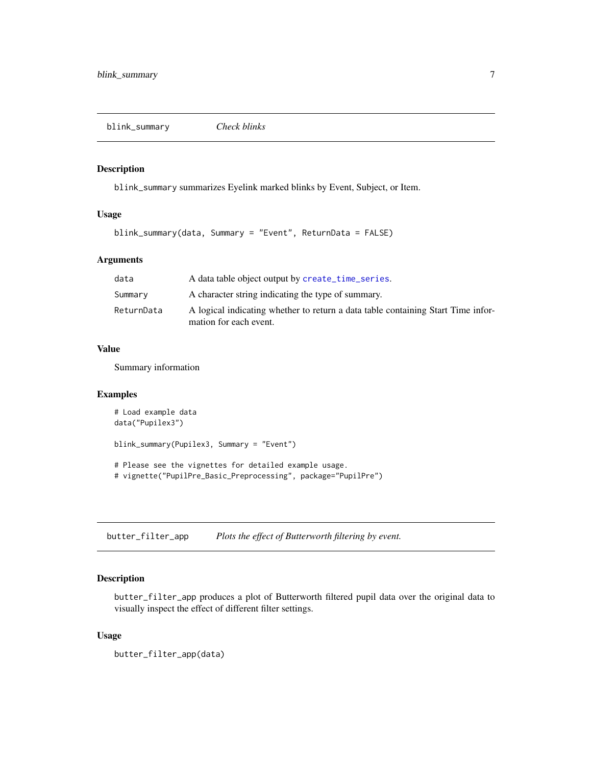## blink_summary *Check blinks*

### Description

blink_summary summarizes Eyelink marked blinks by Event, Subject, or Item.

### Usage

```
blink_summary(data, Summary = "Event", ReturnData = FALSE)
```

### Arguments

| | |
|---|---|
| data | A data table object output by create_time_series. |
| Summary | A character string indicating the type of summary. |
| ReturnData | A logical indicating whether to return a data table containing Start Time information for each event. |

### Value

Summary information

### Examples

```
# Load example data
data("Pupilex3")

blink_summary(Pupilex3, Summary = "Event")

# Please see the vignettes for detailed example usage.
# vignette("PupilPre_Basic_Preprocessing", package="PupilPre")
```

## butter_filter_app *Plots the effect of Butterworth filtering by event.*

### Description

butter_filter_app produces a plot of Butterworth filtered pupil data over the original data to visually inspect the effect of different filter settings.

### Usage

```
butter_filter_app(data)
```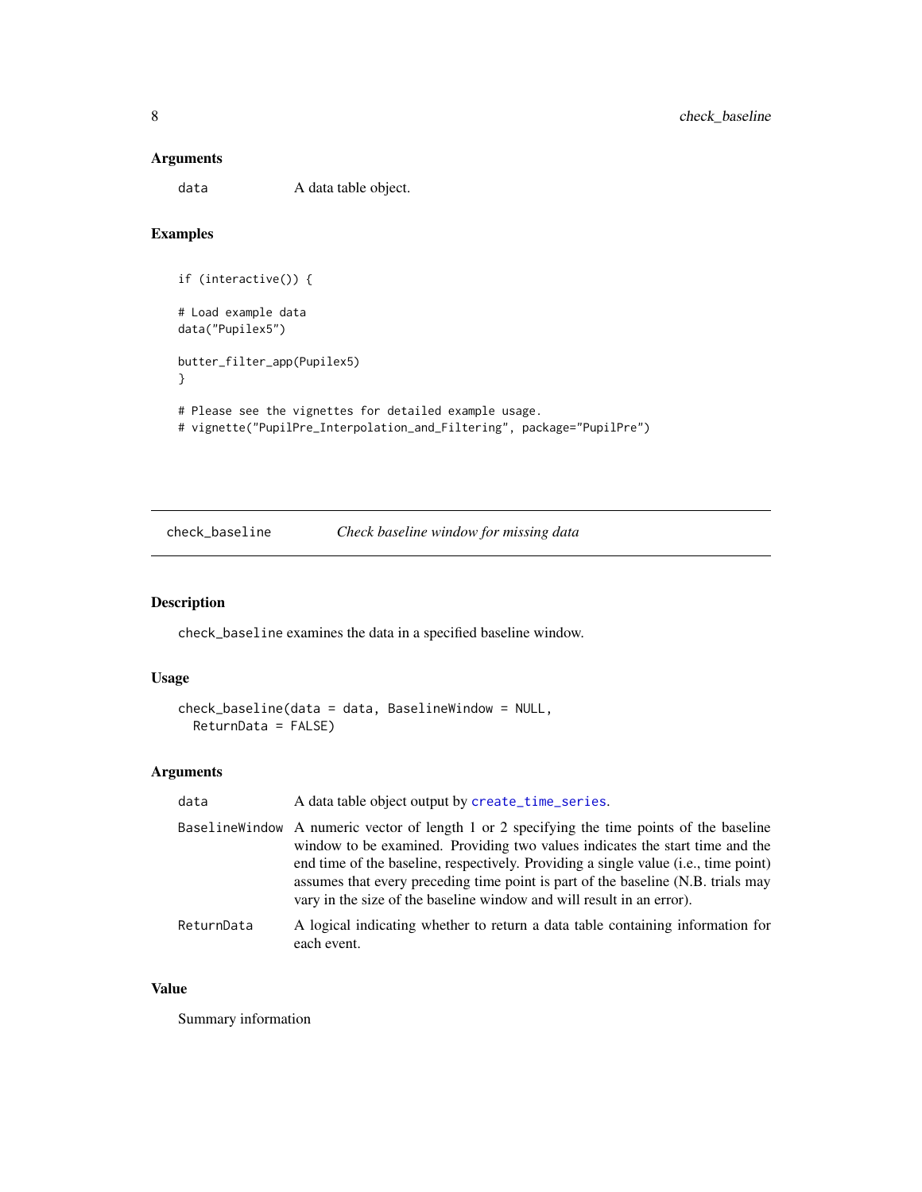### Arguments

data A data table object.

### Examples

```
if (interactive()) {

# Load example data
data("Pupilex5")

butter_filter_app(Pupilex5)
}

# Please see the vignettes for detailed example usage.
# vignette("PupilPre_Interpolation_and_Filtering", package="PupilPre")
```

---

## check_baseline *Check baseline window for missing data*

---

### Description

check_baseline examines the data in a specified baseline window.

### Usage

```
check_baseline(data = data, BaselineWindow = NULL,
  ReturnData = FALSE)
```

### Arguments

| | |
|---|---|
| data | A data table object output by create_time_series. |
| BaselineWindow | A numeric vector of length 1 or 2 specifying the time points of the baseline window to be examined. Providing two values indicates the start time and the end time of the baseline, respectively. Providing a single value (i.e., time point) assumes that every preceding time point is part of the baseline (N.B. trials may vary in the size of the baseline window and will result in an error). |
| ReturnData | A logical indicating whether to return a data table containing information for each event. |

### Value

Summary information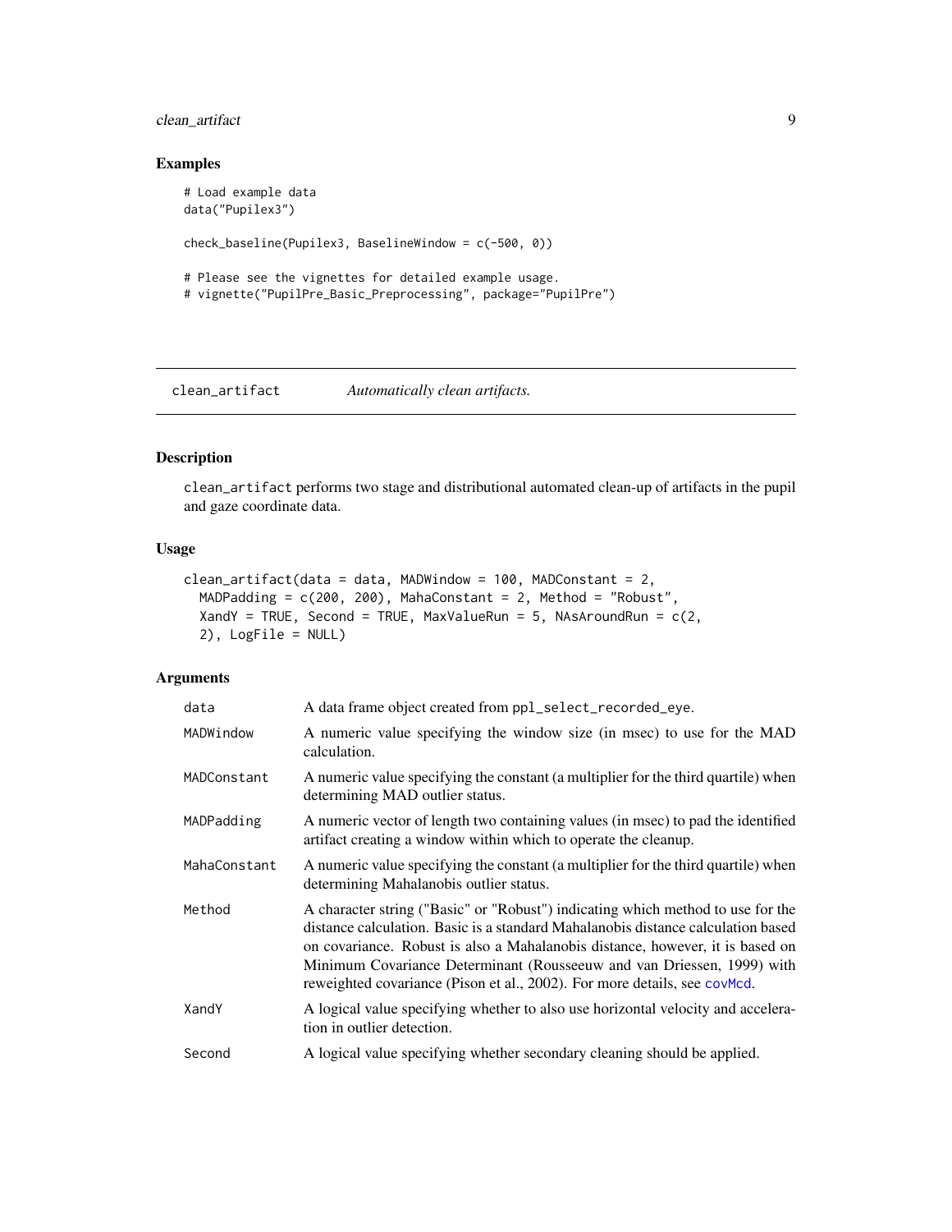## Examples

```
# Load example data
data("Pupilex3")

check_baseline(Pupilex3, BaselineWindow = c(-500, 0))

# Please see the vignettes for detailed example usage.
# vignette("PupilPre_Basic_Preprocessing", package="PupilPre")
```

---

# clean_artifact — *Automatically clean artifacts.*

## Description

`clean_artifact` performs two stage and distributional automated clean-up of artifacts in the pupil and gaze coordinate data.

## Usage

```
clean_artifact(data = data, MADWindow = 100, MADConstant = 2,
  MADPadding = c(200, 200), MahaConstant = 2, Method = "Robust",
  XandY = TRUE, Second = TRUE, MaxValueRun = 5, NAsAroundRun = c(2,
  2), LogFile = NULL)
```

## Arguments

| | |
|---|---|
| `data` | A data frame object created from `ppl_select_recorded_eye`. |
| `MADWindow` | A numeric value specifying the window size (in msec) to use for the MAD calculation. |
| `MADConstant` | A numeric value specifying the constant (a multiplier for the third quartile) when determining MAD outlier status. |
| `MADPadding` | A numeric vector of length two containing values (in msec) to pad the identified artifact creating a window within which to operate the cleanup. |
| `MahaConstant` | A numeric value specifying the constant (a multiplier for the third quartile) when determining Mahalanobis outlier status. |
| `Method` | A character string ("Basic" or "Robust") indicating which method to use for the distance calculation. Basic is a standard Mahalanobis distance calculation based on covariance. Robust is also a Mahalanobis distance, however, it is based on Minimum Covariance Determinant (Rousseeuw and van Driessen, 1999) with reweighted covariance (Pison et al., 2002). For more details, see `covMcd`. |
| `XandY` | A logical value specifying whether to also use horizontal velocity and acceleration in outlier detection. |
| `Second` | A logical value specifying whether secondary cleaning should be applied. |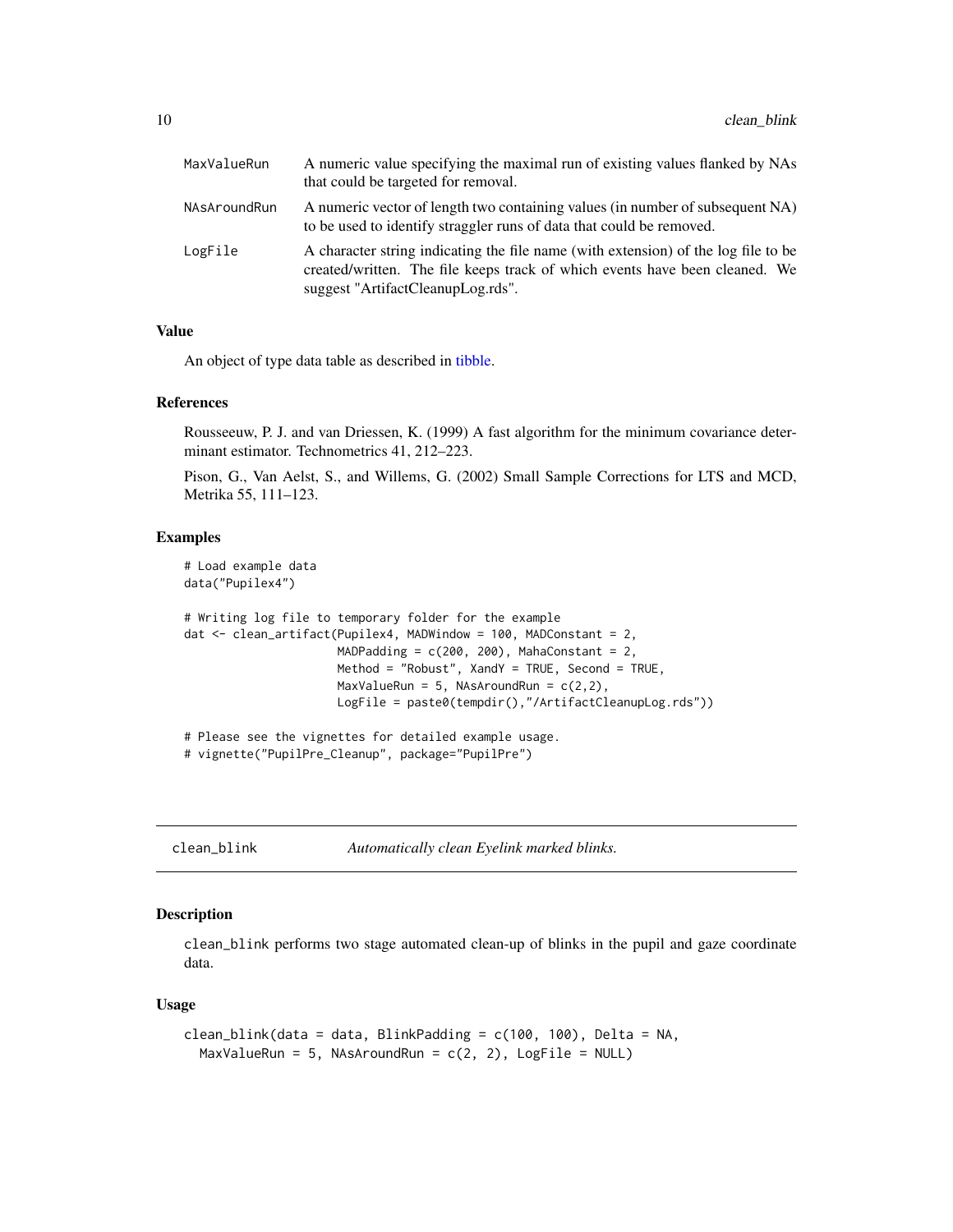| | |
|---|---|
| MaxValueRun | A numeric value specifying the maximal run of existing values flanked by NAs that could be targeted for removal. |
| NAsAroundRun | A numeric vector of length two containing values (in number of subsequent NA) to be used to identify straggler runs of data that could be removed. |
| LogFile | A character string indicating the file name (with extension) of the log file to be created/written. The file keeps track of which events have been cleaned. We suggest "ArtifactCleanupLog.rds". |

### Value

An object of type data table as described in tibble.

### References

Rousseeuw, P. J. and van Driessen, K. (1999) A fast algorithm for the minimum covariance determinant estimator. Technometrics 41, 212–223.

Pison, G., Van Aelst, S., and Willems, G. (2002) Small Sample Corrections for LTS and MCD, Metrika 55, 111–123.

### Examples

```
# Load example data
data("Pupilex4")

# Writing log file to temporary folder for the example
dat <- clean_artifact(Pupilex4, MADWindow = 100, MADConstant = 2,
                      MADPadding = c(200, 200), MahaConstant = 2,
                      Method = "Robust", XandY = TRUE, Second = TRUE,
                      MaxValueRun = 5, NAsAroundRun = c(2,2),
                      LogFile = paste0(tempdir(),"/ArtifactCleanupLog.rds"))

# Please see the vignettes for detailed example usage.
# vignette("PupilPre_Cleanup", package="PupilPre")
```

---

## clean_blink — *Automatically clean Eyelink marked blinks.*

### Description

clean_blink performs two stage automated clean-up of blinks in the pupil and gaze coordinate data.

### Usage

```
clean_blink(data = data, BlinkPadding = c(100, 100), Delta = NA,
  MaxValueRun = 5, NAsAroundRun = c(2, 2), LogFile = NULL)
```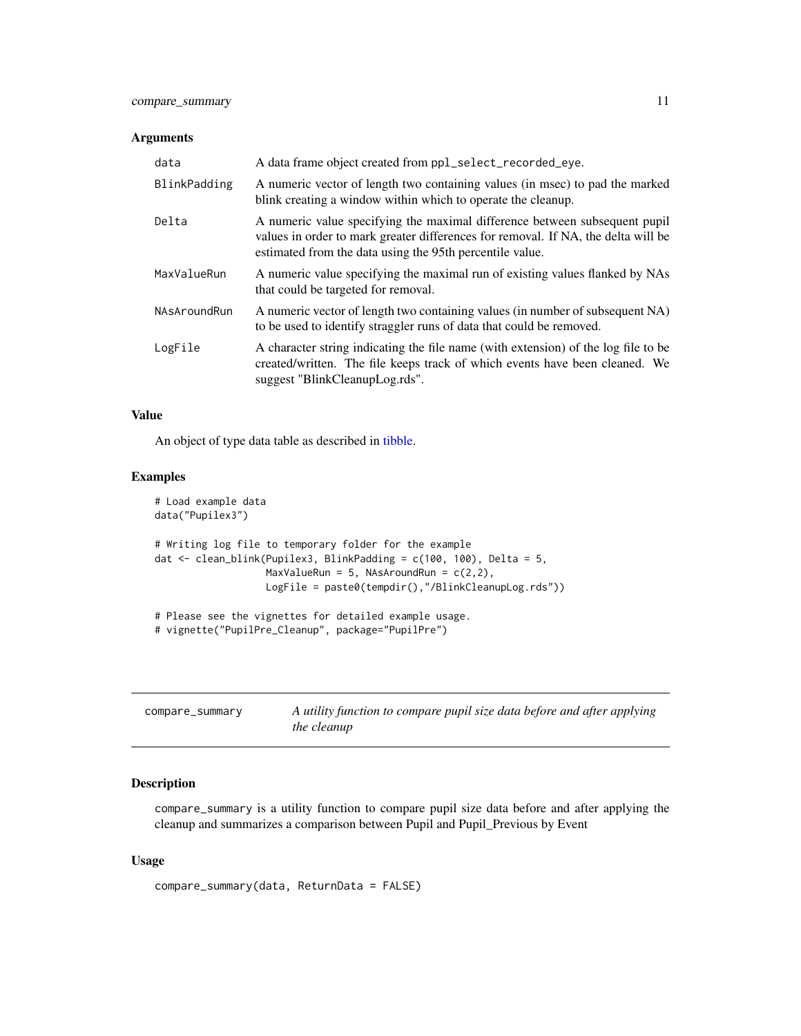### Arguments

| | |
|---|---|
| data | A data frame object created from ppl_select_recorded_eye. |
| BlinkPadding | A numeric vector of length two containing values (in msec) to pad the marked blink creating a window within which to operate the cleanup. |
| Delta | A numeric value specifying the maximal difference between subsequent pupil values in order to mark greater differences for removal. If NA, the delta will be estimated from the data using the 95th percentile value. |
| MaxValueRun | A numeric value specifying the maximal run of existing values flanked by NAs that could be targeted for removal. |
| NAsAroundRun | A numeric vector of length two containing values (in number of subsequent NA) to be used to identify straggler runs of data that could be removed. |
| LogFile | A character string indicating the file name (with extension) of the log file to be created/written. The file keeps track of which events have been cleaned. We suggest "BlinkCleanupLog.rds". |

### Value

An object of type data table as described in tibble.

### Examples

```
# Load example data
data("Pupilex3")

# Writing log file to temporary folder for the example
dat <- clean_blink(Pupilex3, BlinkPadding = c(100, 100), Delta = 5,
                   MaxValueRun = 5, NAsAroundRun = c(2,2),
                   LogFile = paste0(tempdir(),"/BlinkCleanupLog.rds"))

# Please see the vignettes for detailed example usage.
# vignette("PupilPre_Cleanup", package="PupilPre")
```

---

## compare_summary — *A utility function to compare pupil size data before and after applying the cleanup*

### Description

compare_summary is a utility function to compare pupil size data before and after applying the cleanup and summarizes a comparison between Pupil and Pupil_Previous by Event

### Usage

```
compare_summary(data, ReturnData = FALSE)
```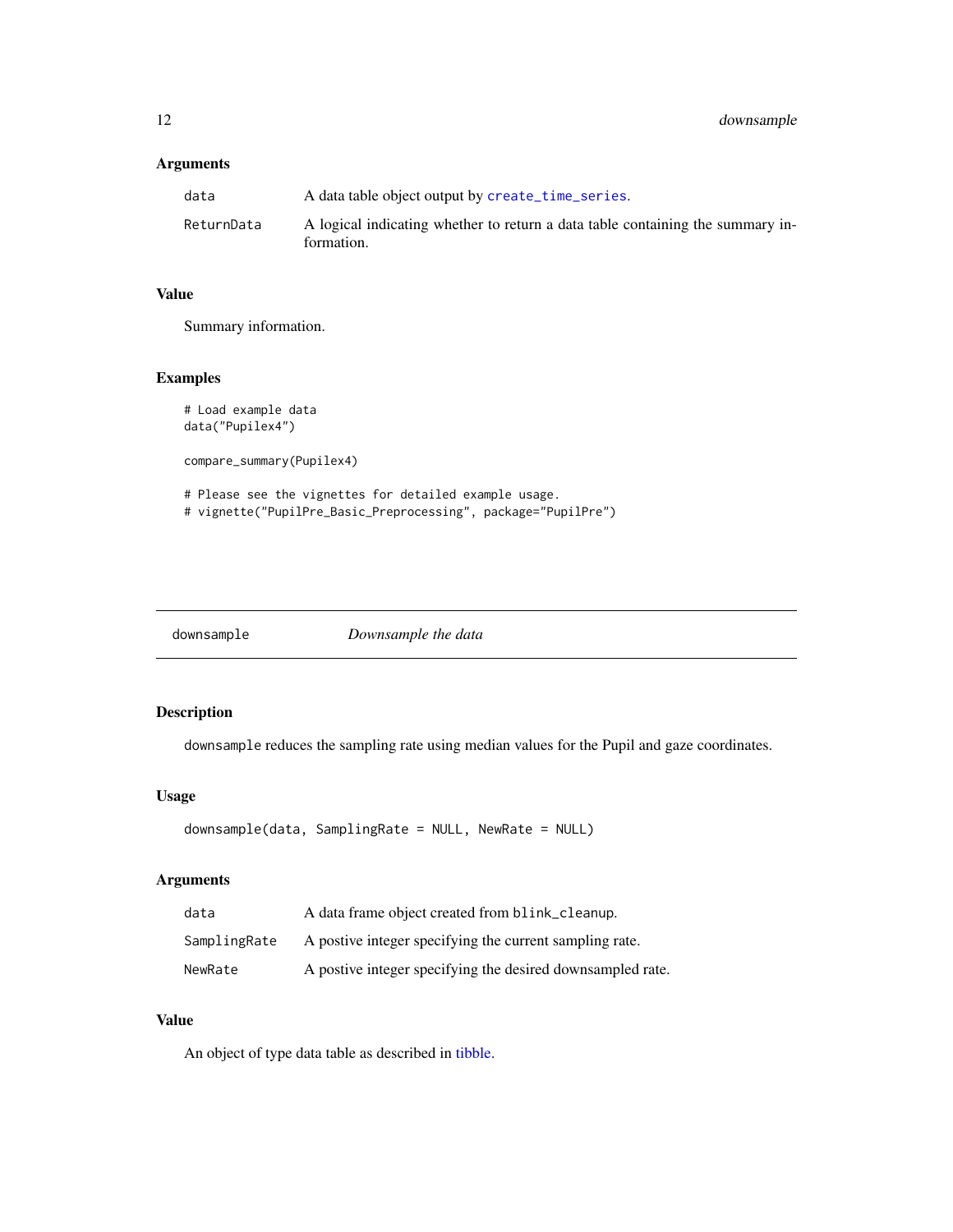### Arguments

| | |
|---|---|
| data | A data table object output by create_time_series. |
| ReturnData | A logical indicating whether to return a data table containing the summary information. |

### Value

Summary information.

### Examples

```
# Load example data
data("Pupilex4")

compare_summary(Pupilex4)

# Please see the vignettes for detailed example usage.
# vignette("PupilPre_Basic_Preprocessing", package="PupilPre")
```

---

## downsample *Downsample the data*

---

### Description

downsample reduces the sampling rate using median values for the Pupil and gaze coordinates.

### Usage

```
downsample(data, SamplingRate = NULL, NewRate = NULL)
```

### Arguments

| | |
|---|---|
| data | A data frame object created from blink_cleanup. |
| SamplingRate | A postive integer specifying the current sampling rate. |
| NewRate | A postive integer specifying the desired downsampled rate. |

### Value

An object of type data table as described in tibble.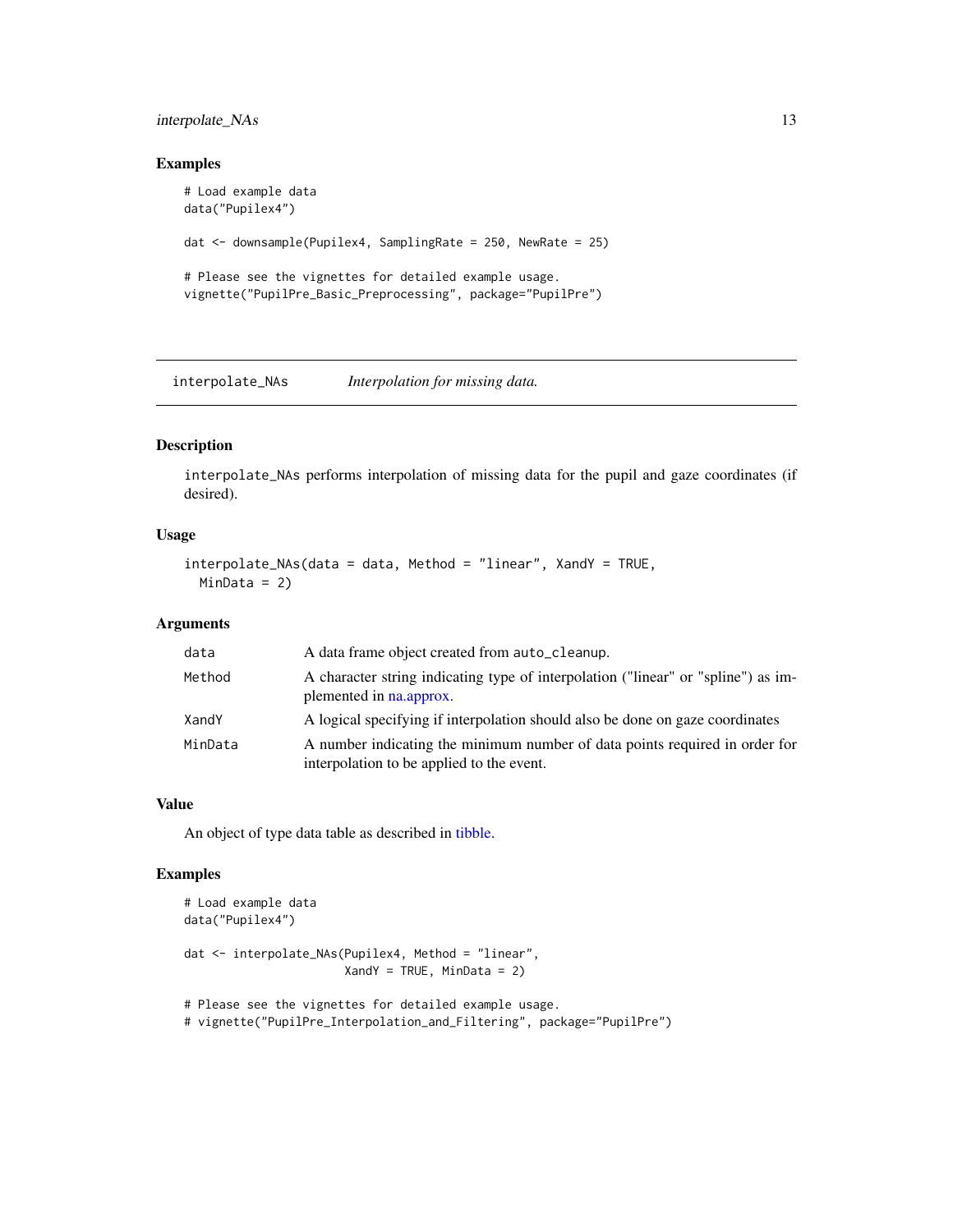### Examples

```
# Load example data
data("Pupilex4")

dat <- downsample(Pupilex4, SamplingRate = 250, NewRate = 25)

# Please see the vignettes for detailed example usage.
vignette("PupilPre_Basic_Preprocessing", package="PupilPre")
```

---

## interpolate_NAs — *Interpolation for missing data.*

---

### Description

`interpolate_NAs` performs interpolation of missing data for the pupil and gaze coordinates (if desired).

### Usage

```
interpolate_NAs(data = data, Method = "linear", XandY = TRUE,
  MinData = 2)
```

### Arguments

| | |
|---|---|
| `data` | A data frame object created from `auto_cleanup`. |
| `Method` | A character string indicating type of interpolation ("linear" or "spline") as implemented in na.approx. |
| `XandY` | A logical specifying if interpolation should also be done on gaze coordinates |
| `MinData` | A number indicating the minimum number of data points required in order for interpolation to be applied to the event. |

### Value

An object of type data table as described in tibble.

### Examples

```
# Load example data
data("Pupilex4")

dat <- interpolate_NAs(Pupilex4, Method = "linear",
                       XandY = TRUE, MinData = 2)

# Please see the vignettes for detailed example usage.
# vignette("PupilPre_Interpolation_and_Filtering", package="PupilPre")
```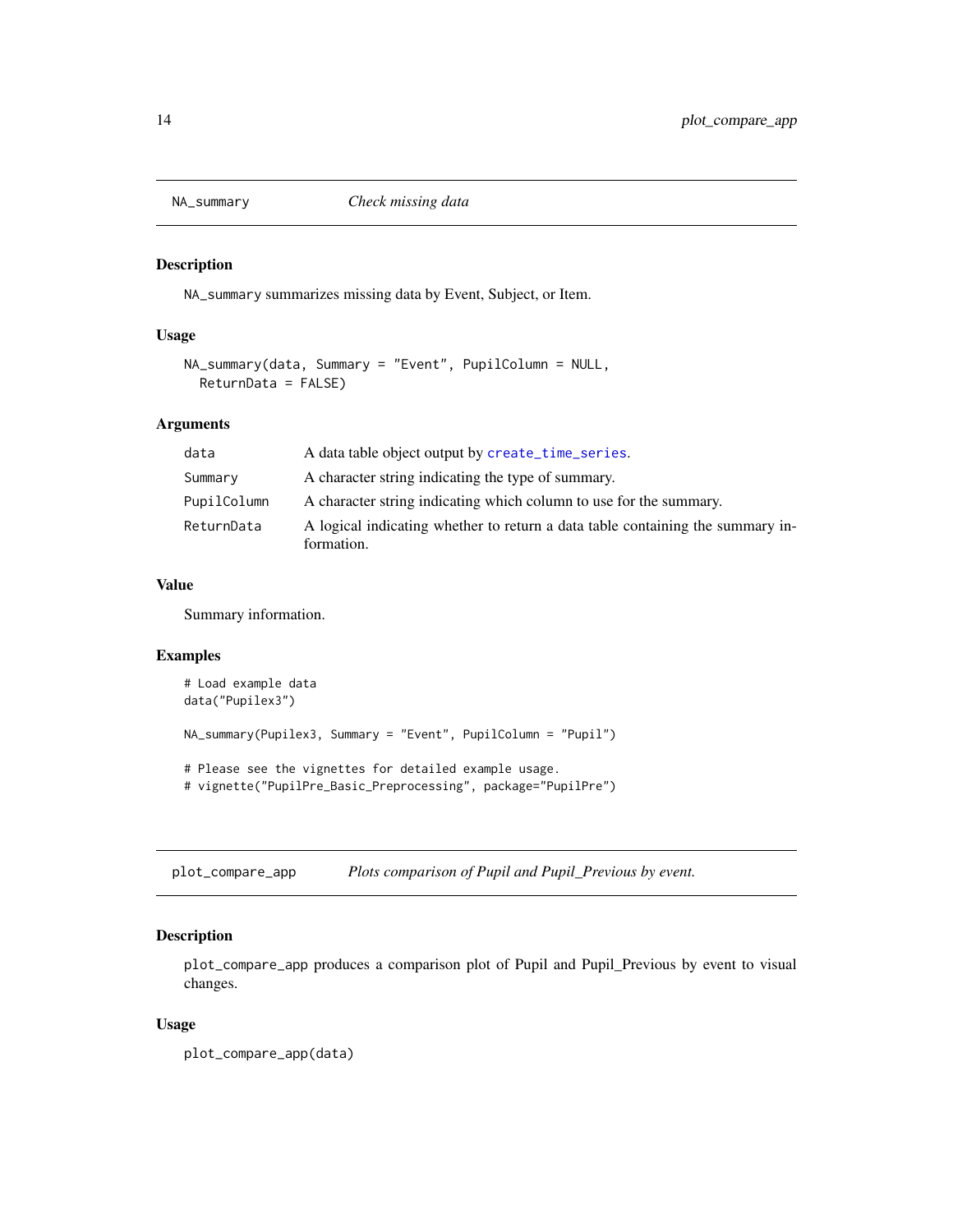## NA_summary — *Check missing data*

### Description

`NA_summary` summarizes missing data by Event, Subject, or Item.

### Usage

```
NA_summary(data, Summary = "Event", PupilColumn = NULL,
  ReturnData = FALSE)
```

### Arguments

| | |
|---|---|
| `data` | A data table object output by `create_time_series`. |
| `Summary` | A character string indicating the type of summary. |
| `PupilColumn` | A character string indicating which column to use for the summary. |
| `ReturnData` | A logical indicating whether to return a data table containing the summary information. |

### Value

Summary information.

### Examples

```
# Load example data
data("Pupilex3")

NA_summary(Pupilex3, Summary = "Event", PupilColumn = "Pupil")

# Please see the vignettes for detailed example usage.
# vignette("PupilPre_Basic_Preprocessing", package="PupilPre")
```

## plot_compare_app — *Plots comparison of Pupil and Pupil_Previous by event.*

### Description

`plot_compare_app` produces a comparison plot of Pupil and Pupil_Previous by event to visual changes.

### Usage

```
plot_compare_app(data)
```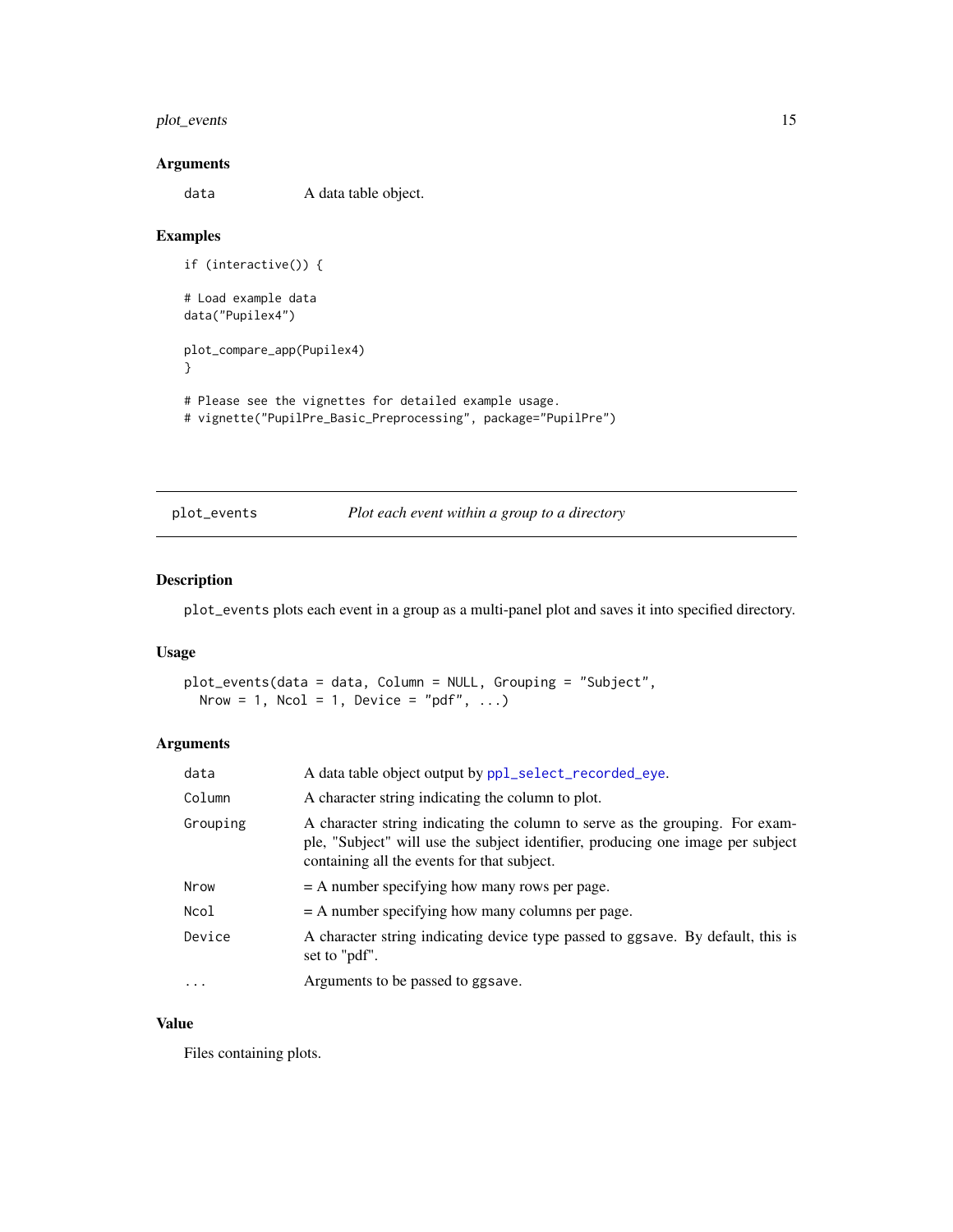### Arguments

| | |
|---|---|
| data | A data table object. |

### Examples

```
if (interactive()) {

# Load example data
data("Pupilex4")

plot_compare_app(Pupilex4)
}

# Please see the vignettes for detailed example usage.
# vignette("PupilPre_Basic_Preprocessing", package="PupilPre")
```

---

## plot_events — *Plot each event within a group to a directory*

### Description

plot_events plots each event in a group as a multi-panel plot and saves it into specified directory.

### Usage

```
plot_events(data = data, Column = NULL, Grouping = "Subject",
  Nrow = 1, Ncol = 1, Device = "pdf", ...)
```

### Arguments

| | |
|---|---|
| data | A data table object output by ppl_select_recorded_eye. |
| Column | A character string indicating the column to plot. |
| Grouping | A character string indicating the column to serve as the grouping. For example, "Subject" will use the subject identifier, producing one image per subject containing all the events for that subject. |
| Nrow | = A number specifying how many rows per page. |
| Ncol | = A number specifying how many columns per page. |
| Device | A character string indicating device type passed to ggsave. By default, this is set to "pdf". |
| ... | Arguments to be passed to ggsave. |

### Value

Files containing plots.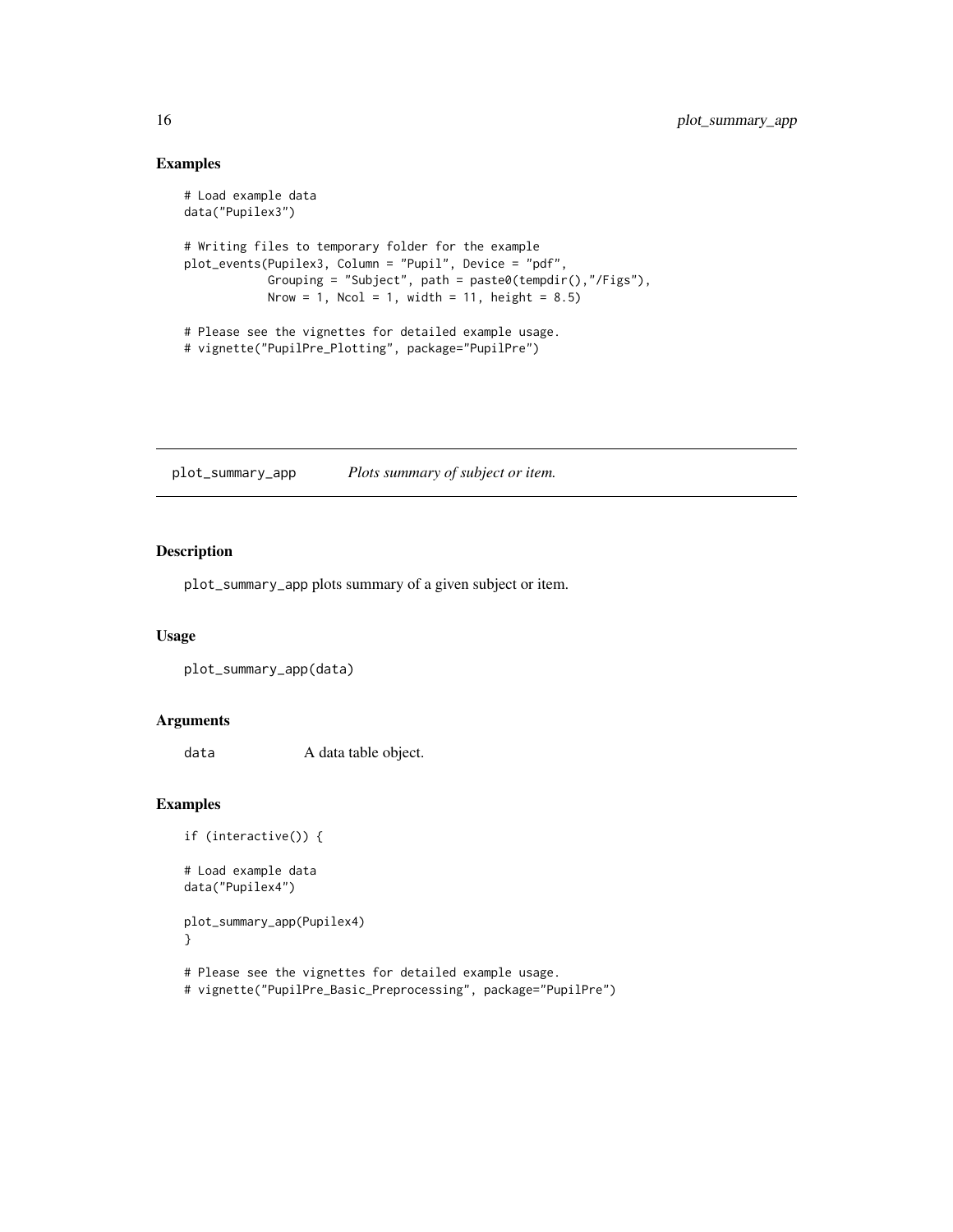## Examples

```
# Load example data
data("Pupilex3")

# Writing files to temporary folder for the example
plot_events(Pupilex3, Column = "Pupil", Device = "pdf",
            Grouping = "Subject", path = paste0(tempdir(),"/Figs"),
            Nrow = 1, Ncol = 1, width = 11, height = 8.5)

# Please see the vignettes for detailed example usage.
# vignette("PupilPre_Plotting", package="PupilPre")
```

---

# plot_summary_app — *Plots summary of subject or item.*

## Description

`plot_summary_app` plots summary of a given subject or item.

## Usage

```
plot_summary_app(data)
```

## Arguments

| | |
|---|---|
| `data` | A data table object. |

## Examples

```
if (interactive()) {

# Load example data
data("Pupilex4")

plot_summary_app(Pupilex4)
}

# Please see the vignettes for detailed example usage.
# vignette("PupilPre_Basic_Preprocessing", package="PupilPre")
```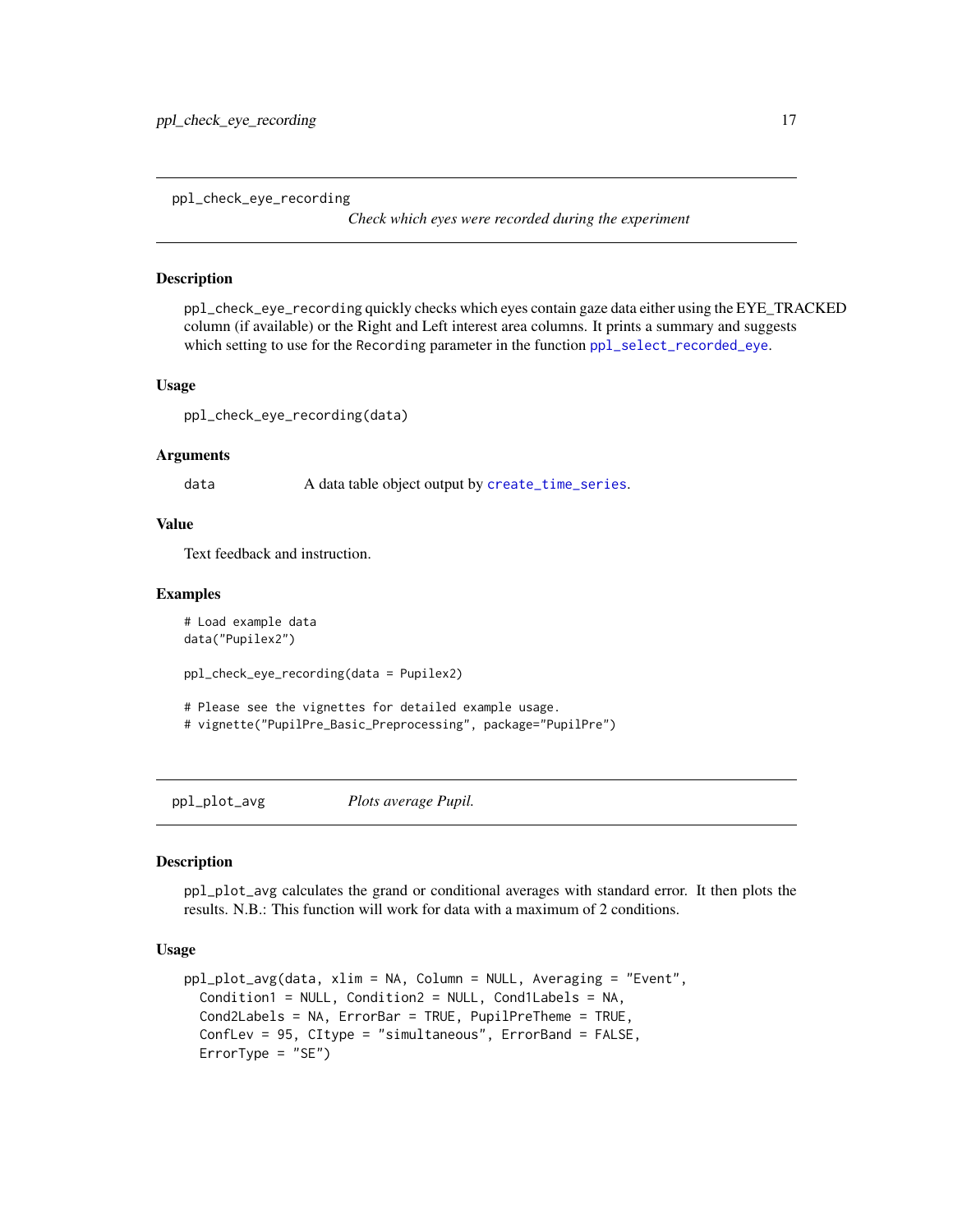## ppl_check_eye_recording — *Check which eyes were recorded during the experiment*

### Description

`ppl_check_eye_recording` quickly checks which eyes contain gaze data either using the EYE_TRACKED column (if available) or the Right and Left interest area columns. It prints a summary and suggests which setting to use for the `Recording` parameter in the function `ppl_select_recorded_eye`.

### Usage

```
ppl_check_eye_recording(data)
```

### Arguments

| | |
|---|---|
| data | A data table object output by `create_time_series`. |

### Value

Text feedback and instruction.

### Examples

```
# Load example data
data("Pupilex2")

ppl_check_eye_recording(data = Pupilex2)

# Please see the vignettes for detailed example usage.
# vignette("PupilPre_Basic_Preprocessing", package="PupilPre")
```

## ppl_plot_avg — *Plots average Pupil.*

### Description

`ppl_plot_avg` calculates the grand or conditional averages with standard error. It then plots the results. N.B.: This function will work for data with a maximum of 2 conditions.

### Usage

```
ppl_plot_avg(data, xlim = NA, Column = NULL, Averaging = "Event",
  Condition1 = NULL, Condition2 = NULL, Cond1Labels = NA,
  Cond2Labels = NA, ErrorBar = TRUE, PupilPreTheme = TRUE,
  ConfLev = 95, CItype = "simultaneous", ErrorBand = FALSE,
  ErrorType = "SE")
```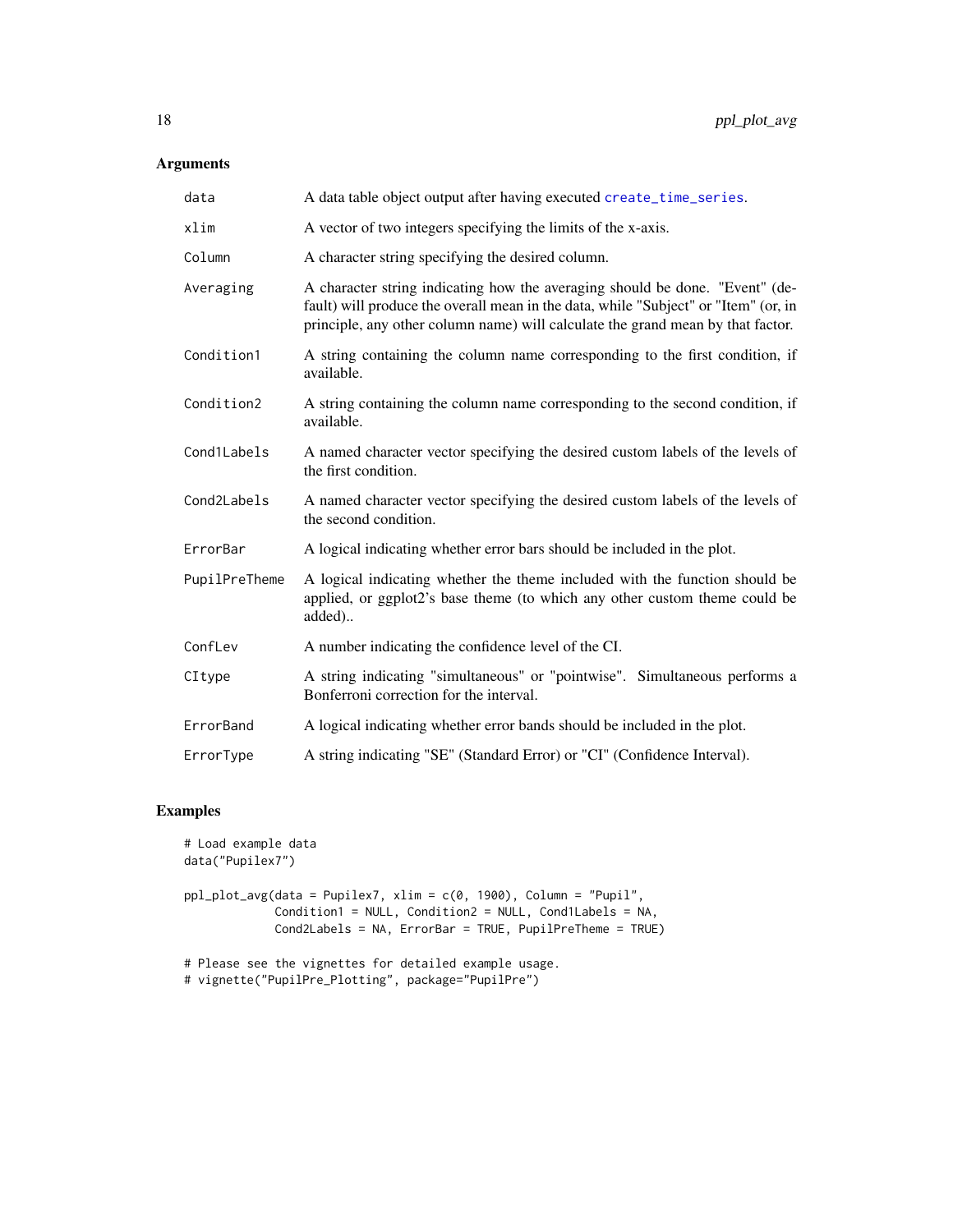## Arguments

| | |
|---|---|
| `data` | A data table object output after having executed `create_time_series`. |
| `xlim` | A vector of two integers specifying the limits of the x-axis. |
| `Column` | A character string specifying the desired column. |
| `Averaging` | A character string indicating how the averaging should be done. "Event" (default) will produce the overall mean in the data, while "Subject" or "Item" (or, in principle, any other column name) will calculate the grand mean by that factor. |
| `Condition1` | A string containing the column name corresponding to the first condition, if available. |
| `Condition2` | A string containing the column name corresponding to the second condition, if available. |
| `Cond1Labels` | A named character vector specifying the desired custom labels of the levels of the first condition. |
| `Cond2Labels` | A named character vector specifying the desired custom labels of the levels of the second condition. |
| `ErrorBar` | A logical indicating whether error bars should be included in the plot. |
| `PupilPreTheme` | A logical indicating whether the theme included with the function should be applied, or ggplot2's base theme (to which any other custom theme could be added).. |
| `ConfLev` | A number indicating the confidence level of the CI. |
| `CItype` | A string indicating "simultaneous" or "pointwise". Simultaneous performs a Bonferroni correction for the interval. |
| `ErrorBand` | A logical indicating whether error bands should be included in the plot. |
| `ErrorType` | A string indicating "SE" (Standard Error) or "CI" (Confidence Interval). |

## Examples

```
# Load example data
data("Pupilex7")

ppl_plot_avg(data = Pupilex7, xlim = c(0, 1900), Column = "Pupil",
             Condition1 = NULL, Condition2 = NULL, Cond1Labels = NA,
             Cond2Labels = NA, ErrorBar = TRUE, PupilPreTheme = TRUE)

# Please see the vignettes for detailed example usage.
# vignette("PupilPre_Plotting", package="PupilPre")
```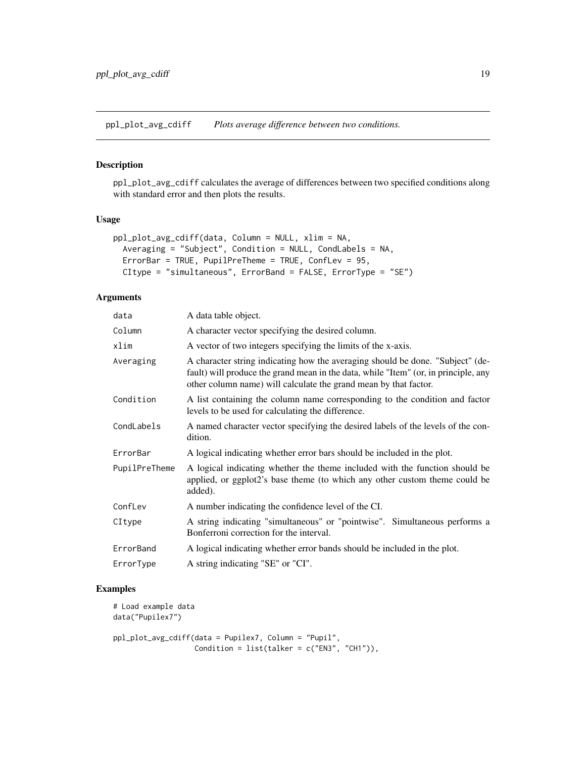## ppl_plot_avg_cdiff — *Plots average difference between two conditions.*

### Description

ppl_plot_avg_cdiff calculates the average of differences between two specified conditions along with standard error and then plots the results.

### Usage

```
ppl_plot_avg_cdiff(data, Column = NULL, xlim = NA,
  Averaging = "Subject", Condition = NULL, CondLabels = NA,
  ErrorBar = TRUE, PupilPreTheme = TRUE, ConfLev = 95,
  CItype = "simultaneous", ErrorBand = FALSE, ErrorType = "SE")
```

### Arguments

| | |
|---|---|
| data | A data table object. |
| Column | A character vector specifying the desired column. |
| xlim | A vector of two integers specifying the limits of the x-axis. |
| Averaging | A character string indicating how the averaging should be done. "Subject" (default) will produce the grand mean in the data, while "Item" (or, in principle, any other column name) will calculate the grand mean by that factor. |
| Condition | A list containing the column name corresponding to the condition and factor levels to be used for calculating the difference. |
| CondLabels | A named character vector specifying the desired labels of the levels of the condition. |
| ErrorBar | A logical indicating whether error bars should be included in the plot. |
| PupilPreTheme | A logical indicating whether the theme included with the function should be applied, or ggplot2's base theme (to which any other custom theme could be added). |
| ConfLev | A number indicating the confidence level of the CI. |
| CItype | A string indicating "simultaneous" or "pointwise". Simultaneous performs a Bonferroni correction for the interval. |
| ErrorBand | A logical indicating whether error bands should be included in the plot. |
| ErrorType | A string indicating "SE" or "CI". |

### Examples

```
# Load example data
data("Pupilex7")

ppl_plot_avg_cdiff(data = Pupilex7, Column = "Pupil",
                   Condition = list(talker = c("EN3", "CH1")),
```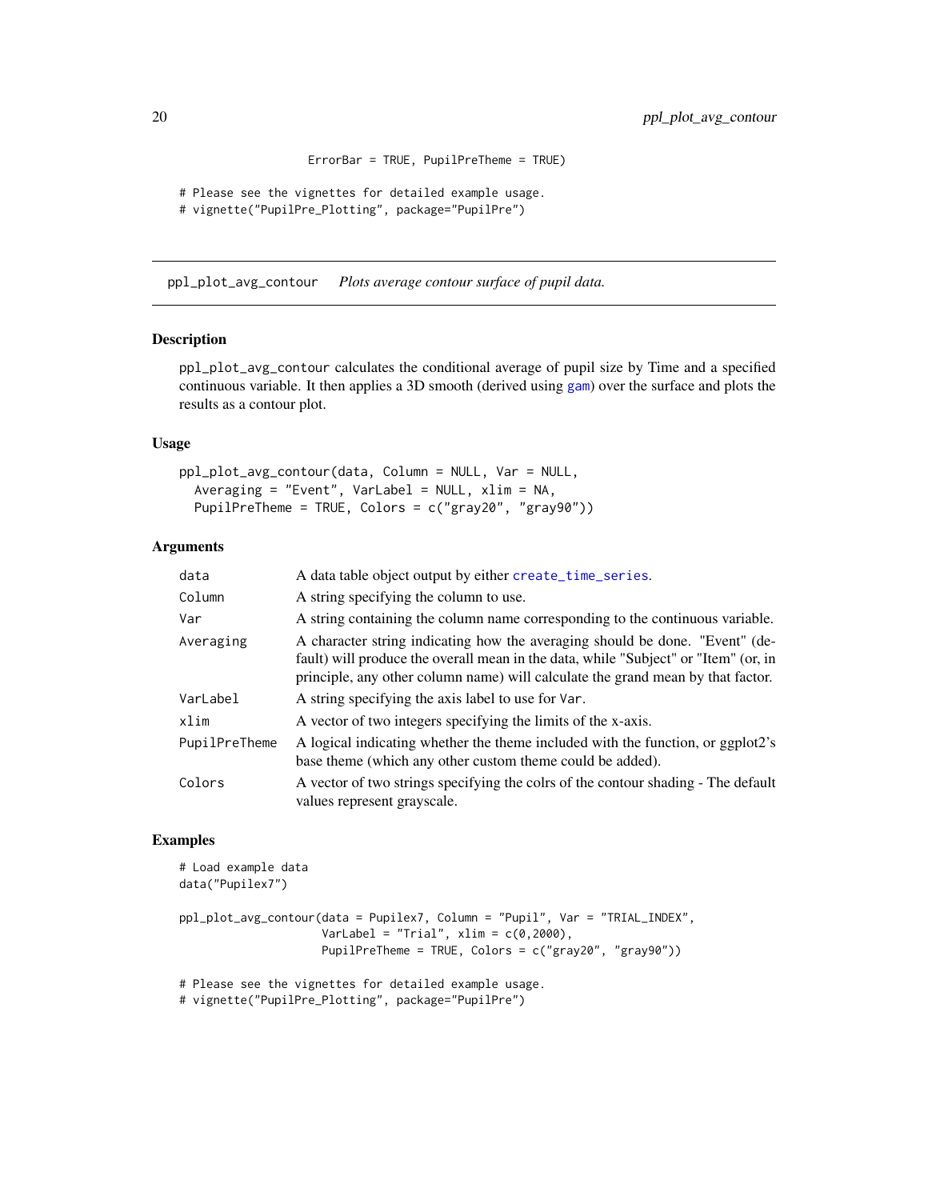```
                    ErrorBar = TRUE, PupilPreTheme = TRUE)

# Please see the vignettes for detailed example usage.
# vignette("PupilPre_Plotting", package="PupilPre")
```

## ppl_plot_avg_contour    *Plots average contour surface of pupil data.*

### Description

ppl_plot_avg_contour calculates the conditional average of pupil size by Time and a specified continuous variable. It then applies a 3D smooth (derived using gam) over the surface and plots the results as a contour plot.

### Usage

```
ppl_plot_avg_contour(data, Column = NULL, Var = NULL,
  Averaging = "Event", VarLabel = NULL, xlim = NA,
  PupilPreTheme = TRUE, Colors = c("gray20", "gray90"))
```

### Arguments

| | |
|---|---|
| data | A data table object output by either create_time_series. |
| Column | A string specifying the column to use. |
| Var | A string containing the column name corresponding to the continuous variable. |
| Averaging | A character string indicating how the averaging should be done. "Event" (default) will produce the overall mean in the data, while "Subject" or "Item" (or, in principle, any other column name) will calculate the grand mean by that factor. |
| VarLabel | A string specifying the axis label to use for Var. |
| xlim | A vector of two integers specifying the limits of the x-axis. |
| PupilPreTheme | A logical indicating whether the theme included with the function, or ggplot2's base theme (which any other custom theme could be added). |
| Colors | A vector of two strings specifying the colrs of the contour shading - The default values represent grayscale. |

### Examples

```
# Load example data
data("Pupilex7")

ppl_plot_avg_contour(data = Pupilex7, Column = "Pupil", Var = "TRIAL_INDEX",
                     VarLabel = "Trial", xlim = c(0,2000),
                     PupilPreTheme = TRUE, Colors = c("gray20", "gray90"))

# Please see the vignettes for detailed example usage.
# vignette("PupilPre_Plotting", package="PupilPre")
```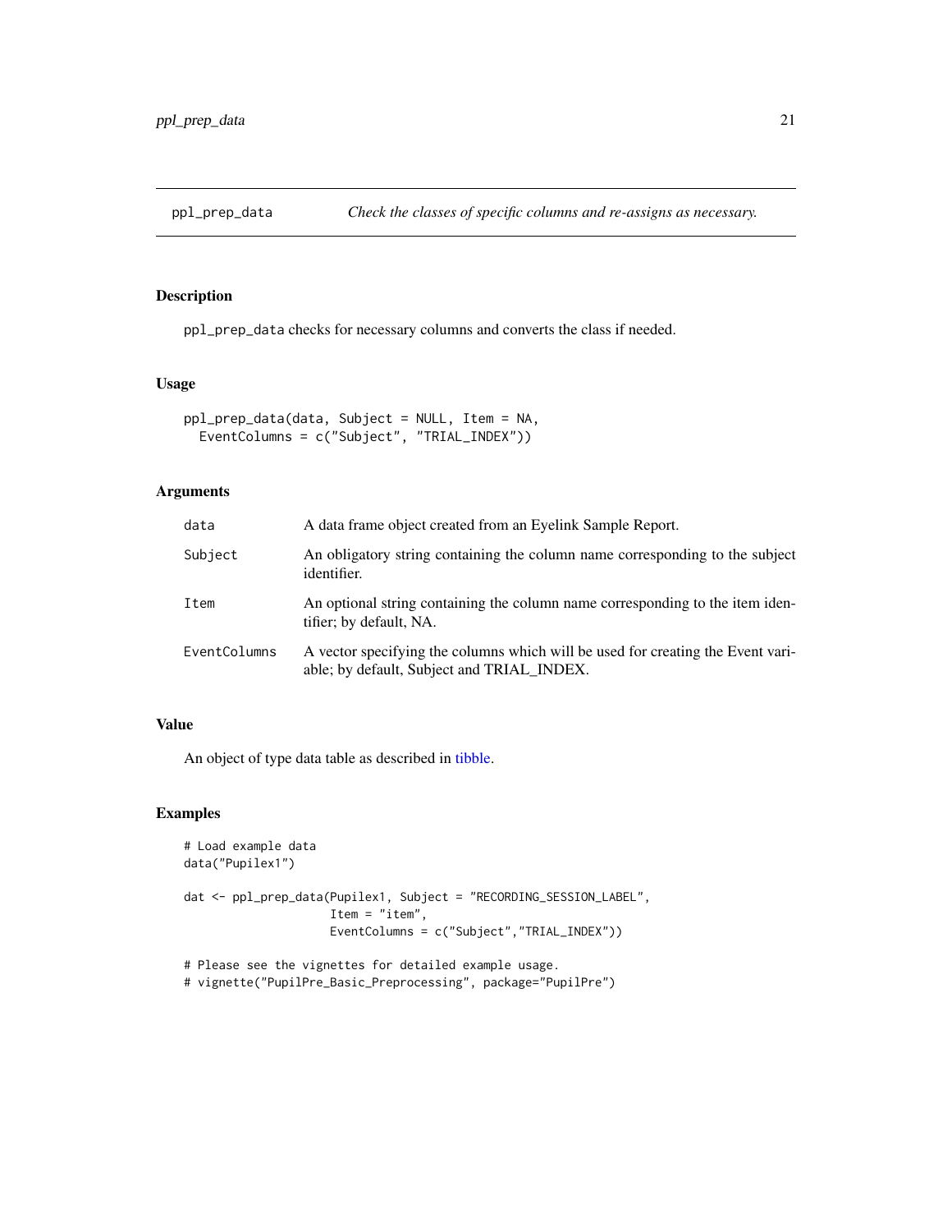# ppl_prep_data

*Check the classes of specific columns and re-assigns as necessary.*

## Description

ppl_prep_data checks for necessary columns and converts the class if needed.

## Usage

```
ppl_prep_data(data, Subject = NULL, Item = NA,
  EventColumns = c("Subject", "TRIAL_INDEX"))
```

## Arguments

| | |
|---|---|
| data | A data frame object created from an Eyelink Sample Report. |
| Subject | An obligatory string containing the column name corresponding to the subject identifier. |
| Item | An optional string containing the column name corresponding to the item identifier; by default, NA. |
| EventColumns | A vector specifying the columns which will be used for creating the Event variable; by default, Subject and TRIAL_INDEX. |

## Value

An object of type data table as described in tibble.

## Examples

```
# Load example data
data("Pupilex1")

dat <- ppl_prep_data(Pupilex1, Subject = "RECORDING_SESSION_LABEL",
                     Item = "item",
                     EventColumns = c("Subject","TRIAL_INDEX"))

# Please see the vignettes for detailed example usage.
# vignette("PupilPre_Basic_Preprocessing", package="PupilPre")
```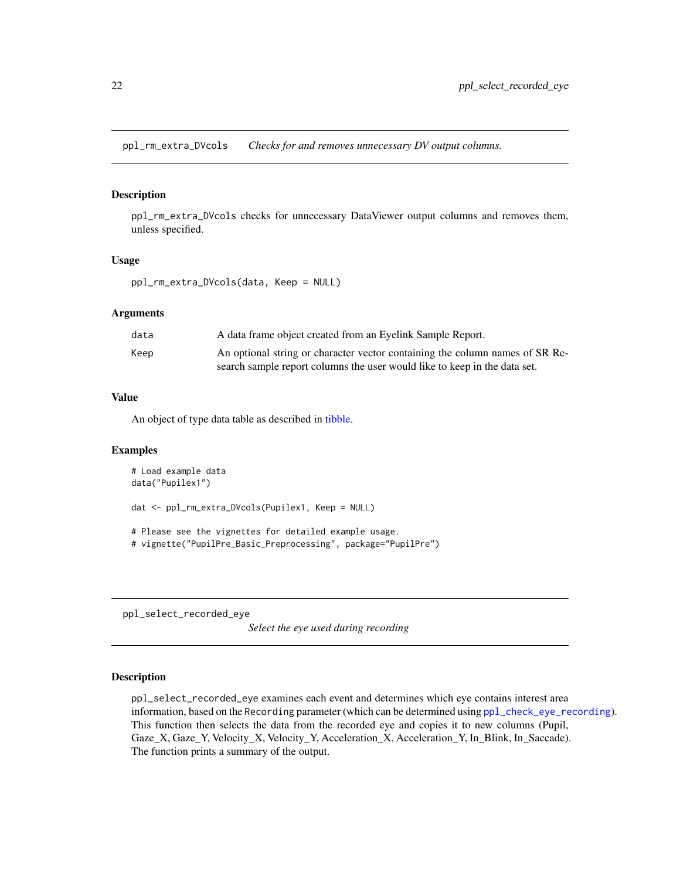## ppl_rm_extra_DVcols — *Checks for and removes unnecessary DV output columns.*

### Description

ppl_rm_extra_DVcols checks for unnecessary DataViewer output columns and removes them, unless specified.

### Usage

```
ppl_rm_extra_DVcols(data, Keep = NULL)
```

### Arguments

| | |
|---|---|
| data | A data frame object created from an Eyelink Sample Report. |
| Keep | An optional string or character vector containing the column names of SR Research sample report columns the user would like to keep in the data set. |

### Value

An object of type data table as described in tibble.

### Examples

```
# Load example data
data("Pupilex1")

dat <- ppl_rm_extra_DVcols(Pupilex1, Keep = NULL)

# Please see the vignettes for detailed example usage.
# vignette("PupilPre_Basic_Preprocessing", package="PupilPre")
```

## ppl_select_recorded_eye — *Select the eye used during recording*

### Description

ppl_select_recorded_eye examines each event and determines which eye contains interest area information, based on the Recording parameter (which can be determined using ppl_check_eye_recording). This function then selects the data from the recorded eye and copies it to new columns (Pupil, Gaze_X, Gaze_Y, Velocity_X, Velocity_Y, Acceleration_X, Acceleration_Y, In_Blink, In_Saccade). The function prints a summary of the output.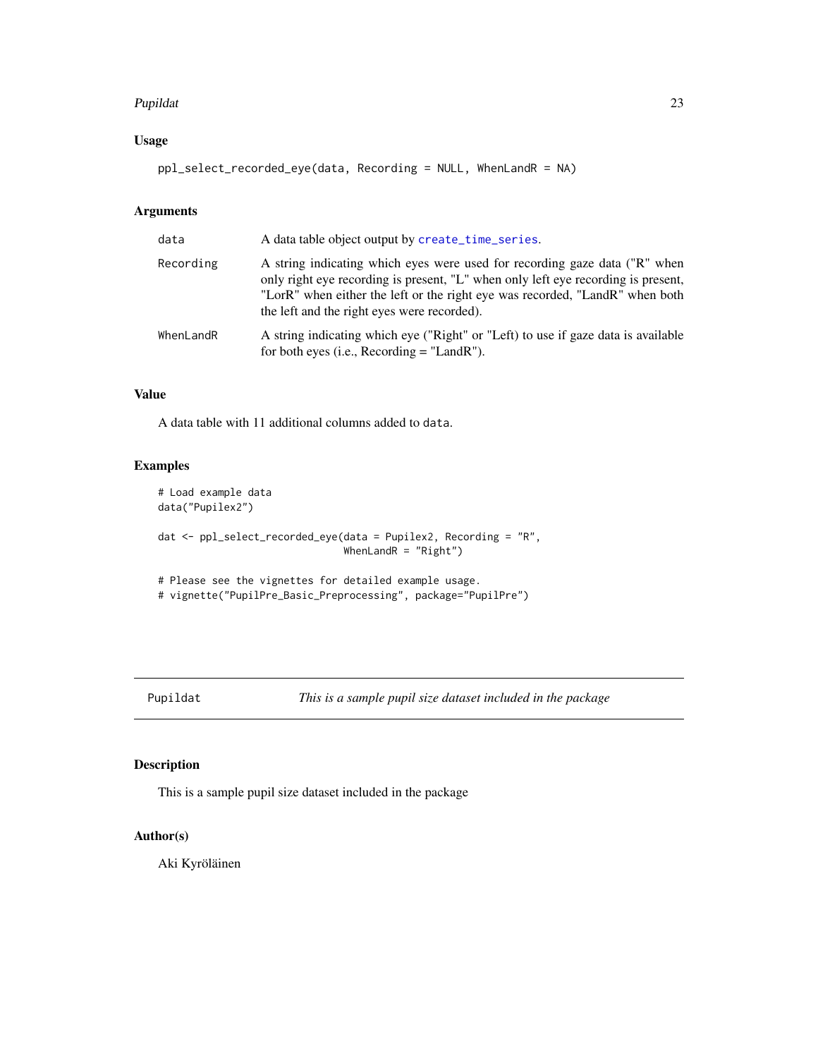### Usage

```
ppl_select_recorded_eye(data, Recording = NULL, WhenLandR = NA)
```

### Arguments

| | |
|---|---|
| data | A data table object output by `create_time_series`. |
| Recording | A string indicating which eyes were used for recording gaze data ("R" when only right eye recording is present, "L" when only left eye recording is present, "LorR" when either the left or the right eye was recorded, "LandR" when both the left and the right eyes were recorded). |
| WhenLandR | A string indicating which eye ("Right" or "Left) to use if gaze data is available for both eyes (i.e., Recording = "LandR"). |

### Value

A data table with 11 additional columns added to `data`.

### Examples

```
# Load example data
data("Pupilex2")

dat <- ppl_select_recorded_eye(data = Pupilex2, Recording = "R",
                               WhenLandR = "Right")

# Please see the vignettes for detailed example usage.
# vignette("PupilPre_Basic_Preprocessing", package="PupilPre")
```

---

## Pupildat — *This is a sample pupil size dataset included in the package*

### Description

This is a sample pupil size dataset included in the package

### Author(s)

Aki Kyröläinen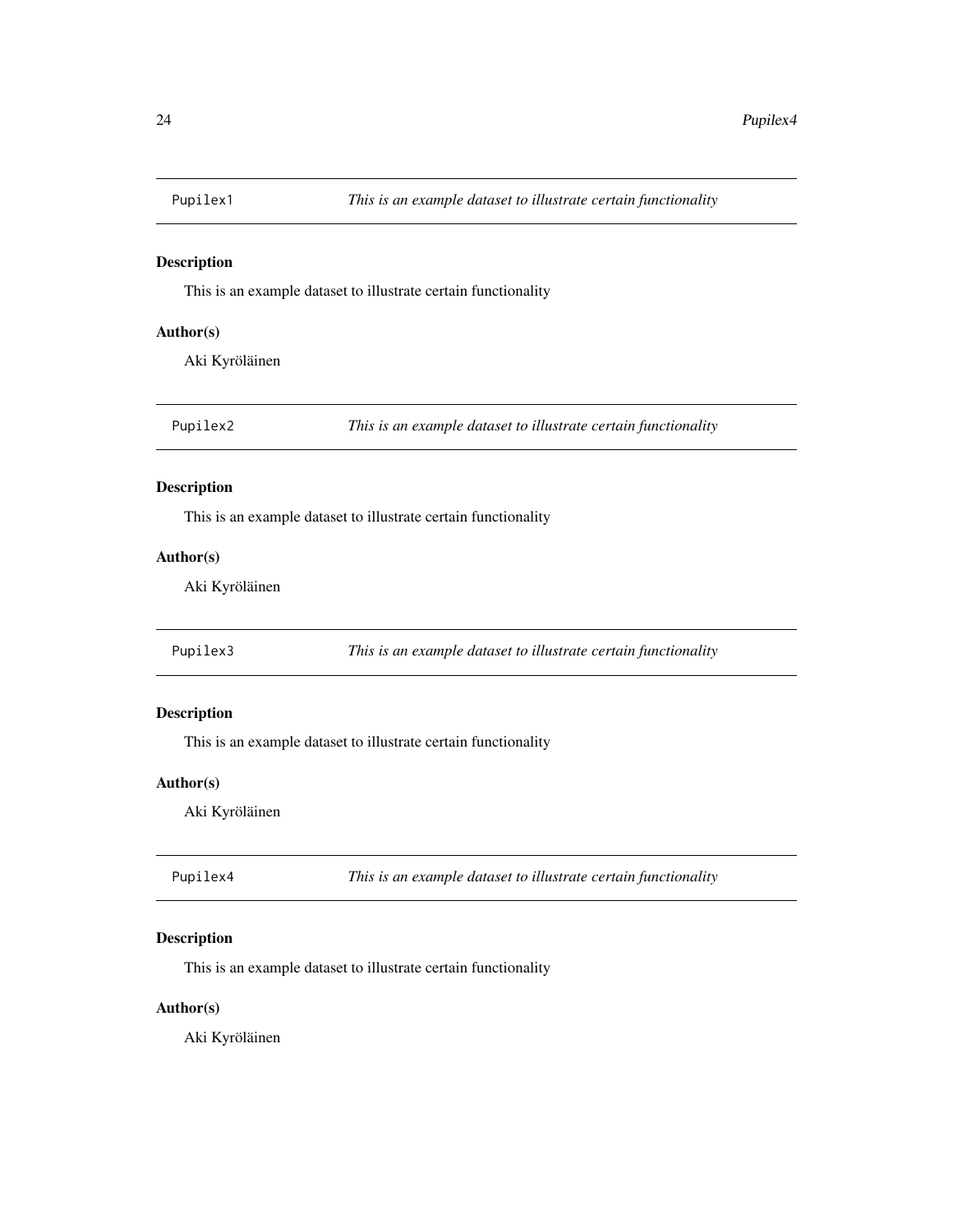## Pupilex1 — *This is an example dataset to illustrate certain functionality*

### Description

This is an example dataset to illustrate certain functionality

### Author(s)

Aki Kyröläinen

## Pupilex2 — *This is an example dataset to illustrate certain functionality*

### Description

This is an example dataset to illustrate certain functionality

### Author(s)

Aki Kyröläinen

## Pupilex3 — *This is an example dataset to illustrate certain functionality*

### Description

This is an example dataset to illustrate certain functionality

### Author(s)

Aki Kyröläinen

## Pupilex4 — *This is an example dataset to illustrate certain functionality*

### Description

This is an example dataset to illustrate certain functionality

### Author(s)

Aki Kyröläinen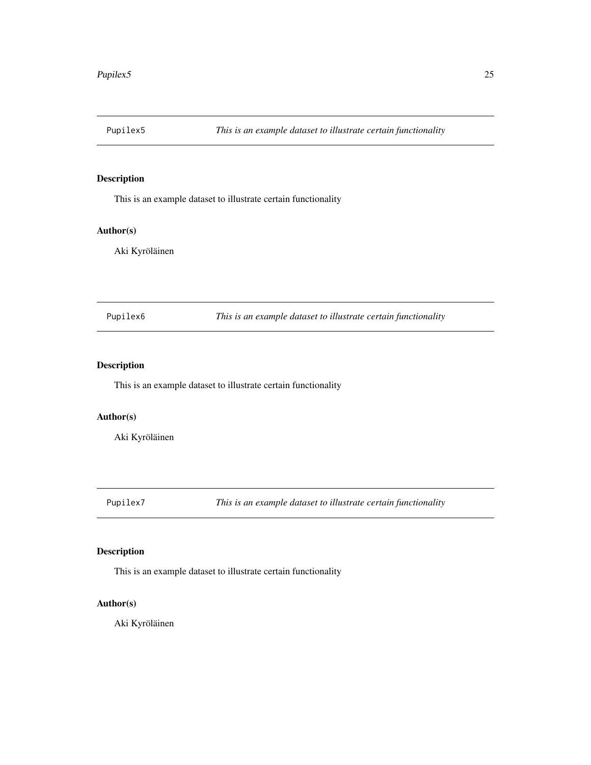## Pupilex5 — *This is an example dataset to illustrate certain functionality*

### Description

This is an example dataset to illustrate certain functionality

### Author(s)

Aki Kyröläinen

## Pupilex6 — *This is an example dataset to illustrate certain functionality*

### Description

This is an example dataset to illustrate certain functionality

### Author(s)

Aki Kyröläinen

## Pupilex7 — *This is an example dataset to illustrate certain functionality*

### Description

This is an example dataset to illustrate certain functionality

### Author(s)

Aki Kyröläinen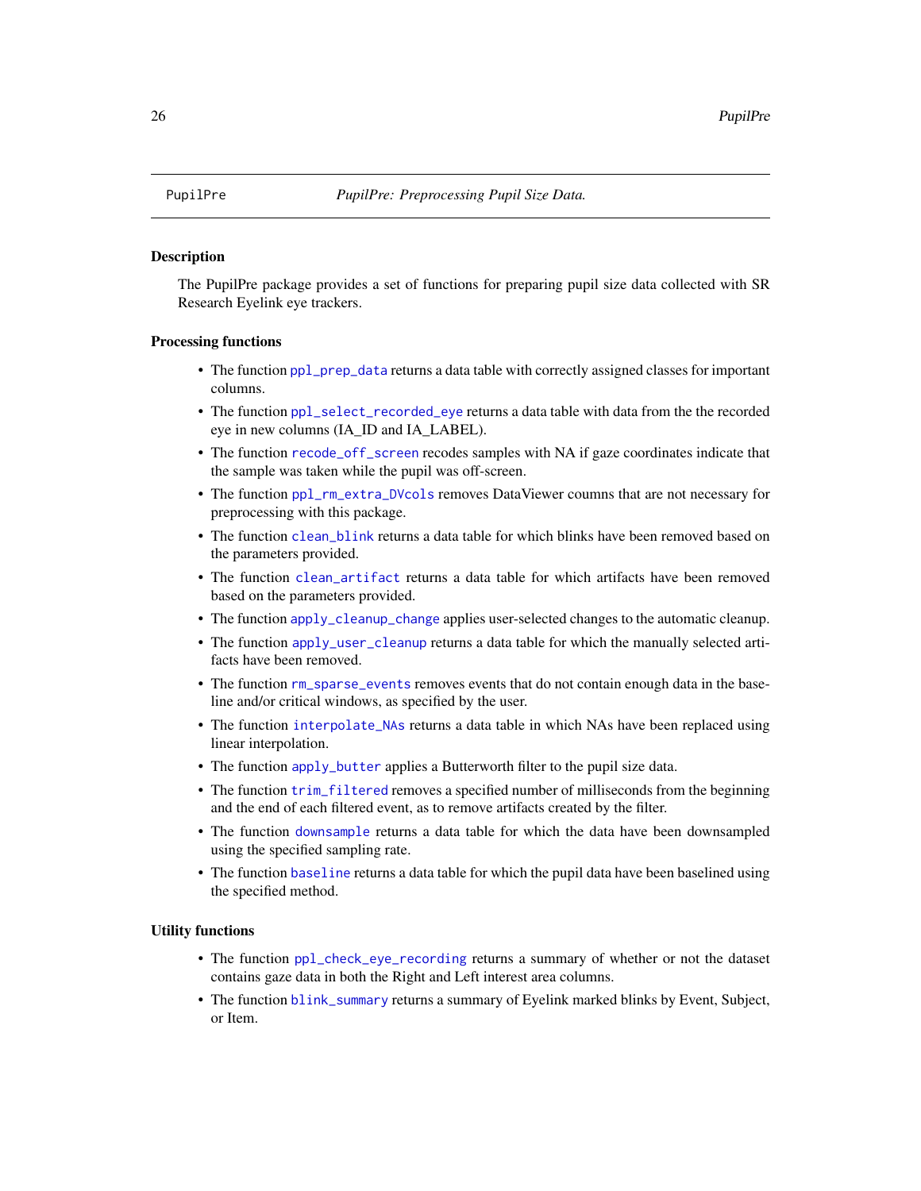PupilPre *PupilPre: Preprocessing Pupil Size Data.*

### Description

The PupilPre package provides a set of functions for preparing pupil size data collected with SR Research Eyelink eye trackers.

### Processing functions

- The function `ppl_prep_data` returns a data table with correctly assigned classes for important columns.
- The function `ppl_select_recorded_eye` returns a data table with data from the the recorded eye in new columns (IA_ID and IA_LABEL).
- The function `recode_off_screen` recodes samples with NA if gaze coordinates indicate that the sample was taken while the pupil was off-screen.
- The function `ppl_rm_extra_DVcols` removes DataViewer coumns that are not necessary for preprocessing with this package.
- The function `clean_blink` returns a data table for which blinks have been removed based on the parameters provided.
- The function `clean_artifact` returns a data table for which artifacts have been removed based on the parameters provided.
- The function `apply_cleanup_change` applies user-selected changes to the automatic cleanup.
- The function `apply_user_cleanup` returns a data table for which the manually selected artifacts have been removed.
- The function `rm_sparse_events` removes events that do not contain enough data in the baseline and/or critical windows, as specified by the user.
- The function `interpolate_NAs` returns a data table in which NAs have been replaced using linear interpolation.
- The function `apply_butter` applies a Butterworth filter to the pupil size data.
- The function `trim_filtered` removes a specified number of milliseconds from the beginning and the end of each filtered event, as to remove artifacts created by the filter.
- The function `downsample` returns a data table for which the data have been downsampled using the specified sampling rate.
- The function `baseline` returns a data table for which the pupil data have been baselined using the specified method.

### Utility functions

- The function `ppl_check_eye_recording` returns a summary of whether or not the dataset contains gaze data in both the Right and Left interest area columns.
- The function `blink_summary` returns a summary of Eyelink marked blinks by Event, Subject, or Item.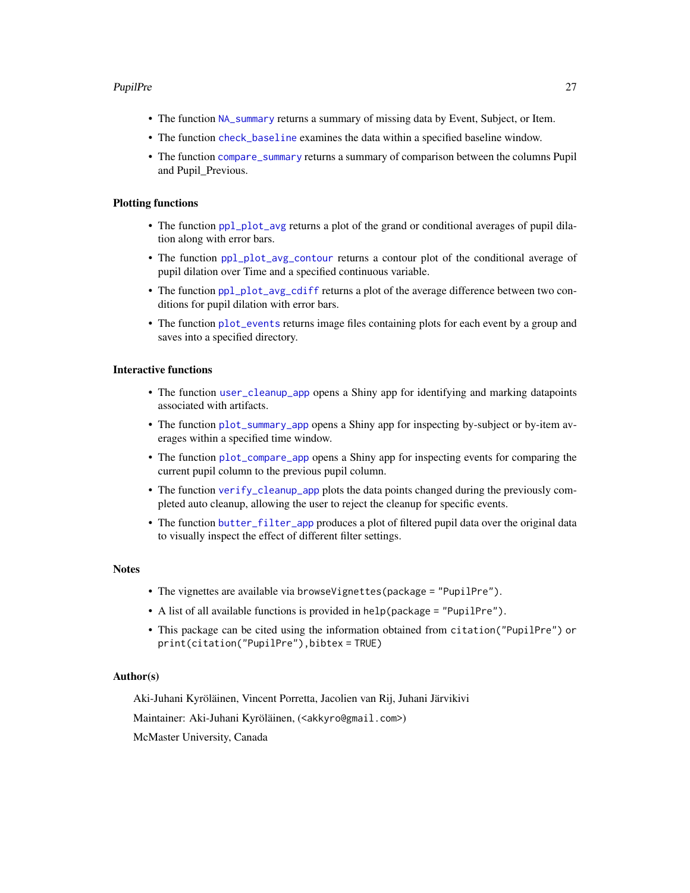- The function `NA_summary` returns a summary of missing data by Event, Subject, or Item.
- The function `check_baseline` examines the data within a specified baseline window.
- The function `compare_summary` returns a summary of comparison between the columns Pupil and Pupil_Previous.

### Plotting functions

- The function `ppl_plot_avg` returns a plot of the grand or conditional averages of pupil dilation along with error bars.
- The function `ppl_plot_avg_contour` returns a contour plot of the conditional average of pupil dilation over Time and a specified continuous variable.
- The function `ppl_plot_avg_cdiff` returns a plot of the average difference between two conditions for pupil dilation with error bars.
- The function `plot_events` returns image files containing plots for each event by a group and saves into a specified directory.

### Interactive functions

- The function `user_cleanup_app` opens a Shiny app for identifying and marking datapoints associated with artifacts.
- The function `plot_summary_app` opens a Shiny app for inspecting by-subject or by-item averages within a specified time window.
- The function `plot_compare_app` opens a Shiny app for inspecting events for comparing the current pupil column to the previous pupil column.
- The function `verify_cleanup_app` plots the data points changed during the previously completed auto cleanup, allowing the user to reject the cleanup for specific events.
- The function `butter_filter_app` produces a plot of filtered pupil data over the original data to visually inspect the effect of different filter settings.

### Notes

- The vignettes are available via `browseVignettes(package = "PupilPre")`.
- A list of all available functions is provided in `help(package = "PupilPre")`.
- This package can be cited using the information obtained from `citation("PupilPre")` or `print(citation("PupilPre"),bibtex = TRUE)`

### Author(s)

Aki-Juhani Kyröläinen, Vincent Porretta, Jacolien van Rij, Juhani Järvikivi

Maintainer: Aki-Juhani Kyröläinen, (<akkyro@gmail.com>)

McMaster University, Canada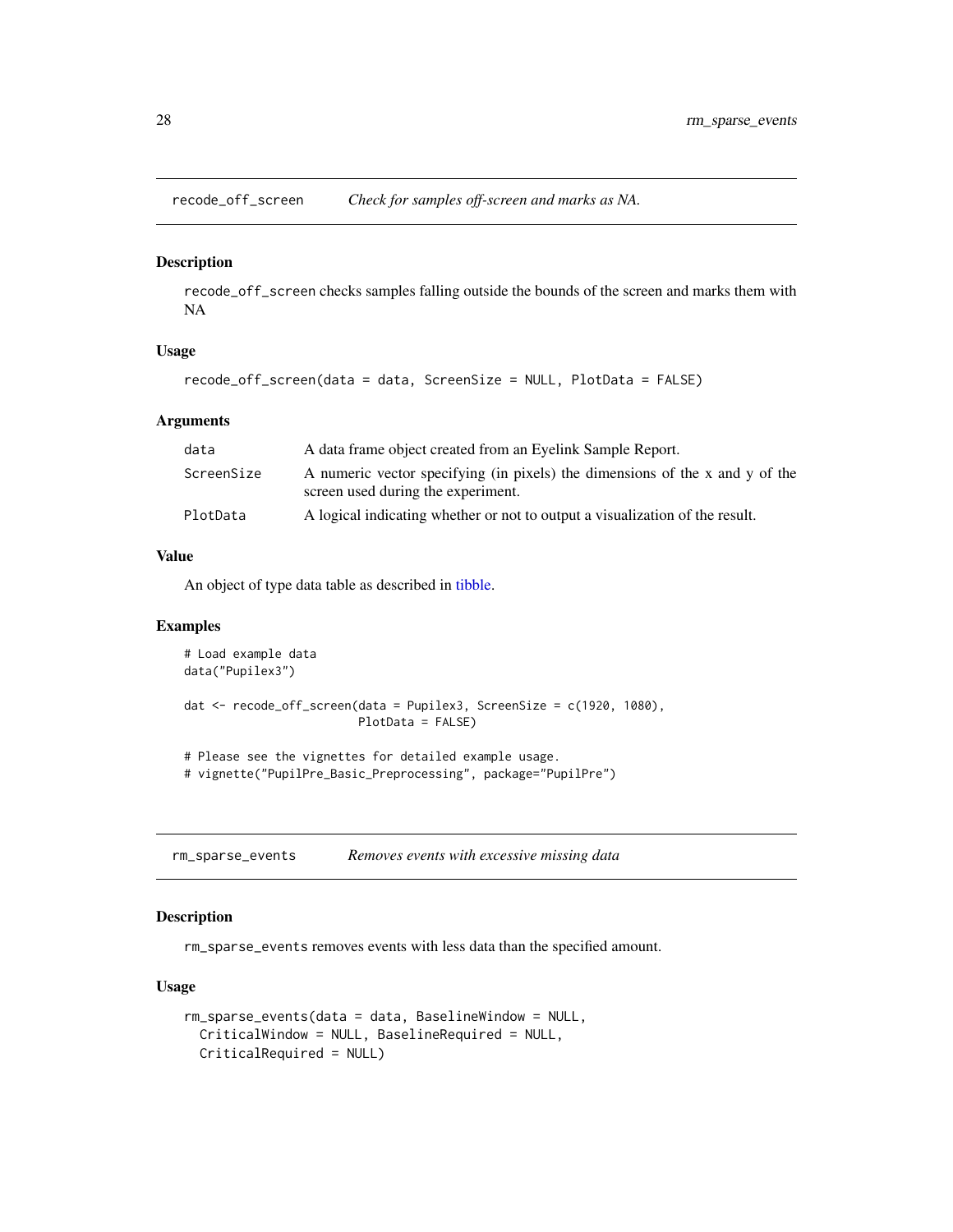## recode_off_screen *Check for samples off-screen and marks as NA.*

### Description

recode_off_screen checks samples falling outside the bounds of the screen and marks them with NA

### Usage

```
recode_off_screen(data = data, ScreenSize = NULL, PlotData = FALSE)
```

### Arguments

| | |
|---|---|
| data | A data frame object created from an Eyelink Sample Report. |
| ScreenSize | A numeric vector specifying (in pixels) the dimensions of the x and y of the screen used during the experiment. |
| PlotData | A logical indicating whether or not to output a visualization of the result. |

### Value

An object of type data table as described in tibble.

### Examples

```
# Load example data
data("Pupilex3")

dat <- recode_off_screen(data = Pupilex3, ScreenSize = c(1920, 1080),
                         PlotData = FALSE)

# Please see the vignettes for detailed example usage.
# vignette("PupilPre_Basic_Preprocessing", package="PupilPre")
```

## rm_sparse_events *Removes events with excessive missing data*

### Description

rm_sparse_events removes events with less data than the specified amount.

### Usage

```
rm_sparse_events(data = data, BaselineWindow = NULL,
  CriticalWindow = NULL, BaselineRequired = NULL,
  CriticalRequired = NULL)
```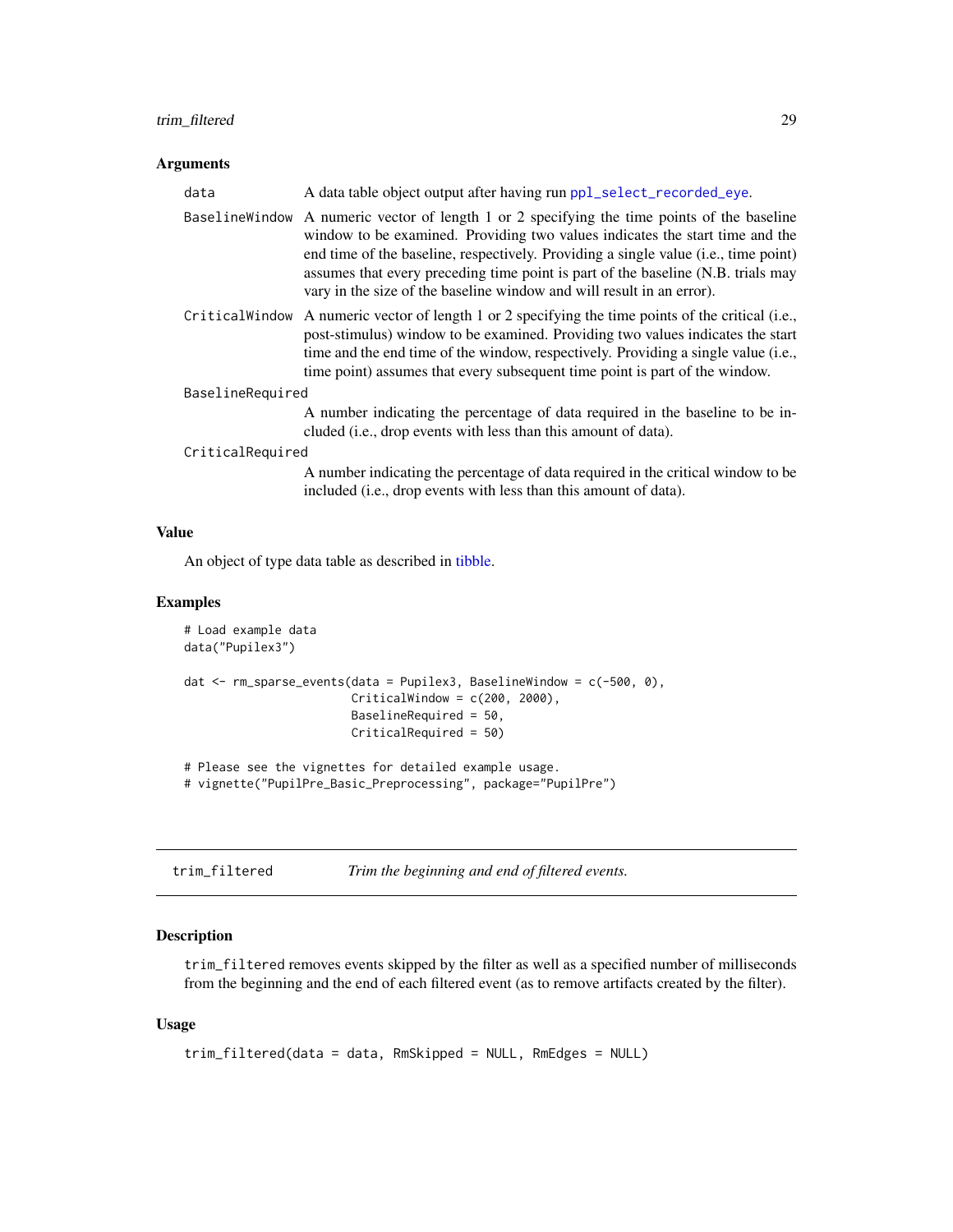### Arguments

| | |
|---|---|
| data | A data table object output after having run ppl_select_recorded_eye. |
| BaselineWindow | A numeric vector of length 1 or 2 specifying the time points of the baseline window to be examined. Providing two values indicates the start time and the end time of the baseline, respectively. Providing a single value (i.e., time point) assumes that every preceding time point is part of the baseline (N.B. trials may vary in the size of the baseline window and will result in an error). |
| CriticalWindow | A numeric vector of length 1 or 2 specifying the time points of the critical (i.e., post-stimulus) window to be examined. Providing two values indicates the start time and the end time of the window, respectively. Providing a single value (i.e., time point) assumes that every subsequent time point is part of the window. |
| BaselineRequired | A number indicating the percentage of data required in the baseline to be included (i.e., drop events with less than this amount of data). |
| CriticalRequired | A number indicating the percentage of data required in the critical window to be included (i.e., drop events with less than this amount of data). |

### Value

An object of type data table as described in tibble.

### Examples

```
# Load example data
data("Pupilex3")

dat <- rm_sparse_events(data = Pupilex3, BaselineWindow = c(-500, 0),
                        CriticalWindow = c(200, 2000),
                        BaselineRequired = 50,
                        CriticalRequired = 50)

# Please see the vignettes for detailed example usage.
# vignette("PupilPre_Basic_Preprocessing", package="PupilPre")
```

---

## trim_filtered — *Trim the beginning and end of filtered events.*

### Description

trim_filtered removes events skipped by the filter as well as a specified number of milliseconds from the beginning and the end of each filtered event (as to remove artifacts created by the filter).

### Usage

```
trim_filtered(data = data, RmSkipped = NULL, RmEdges = NULL)
```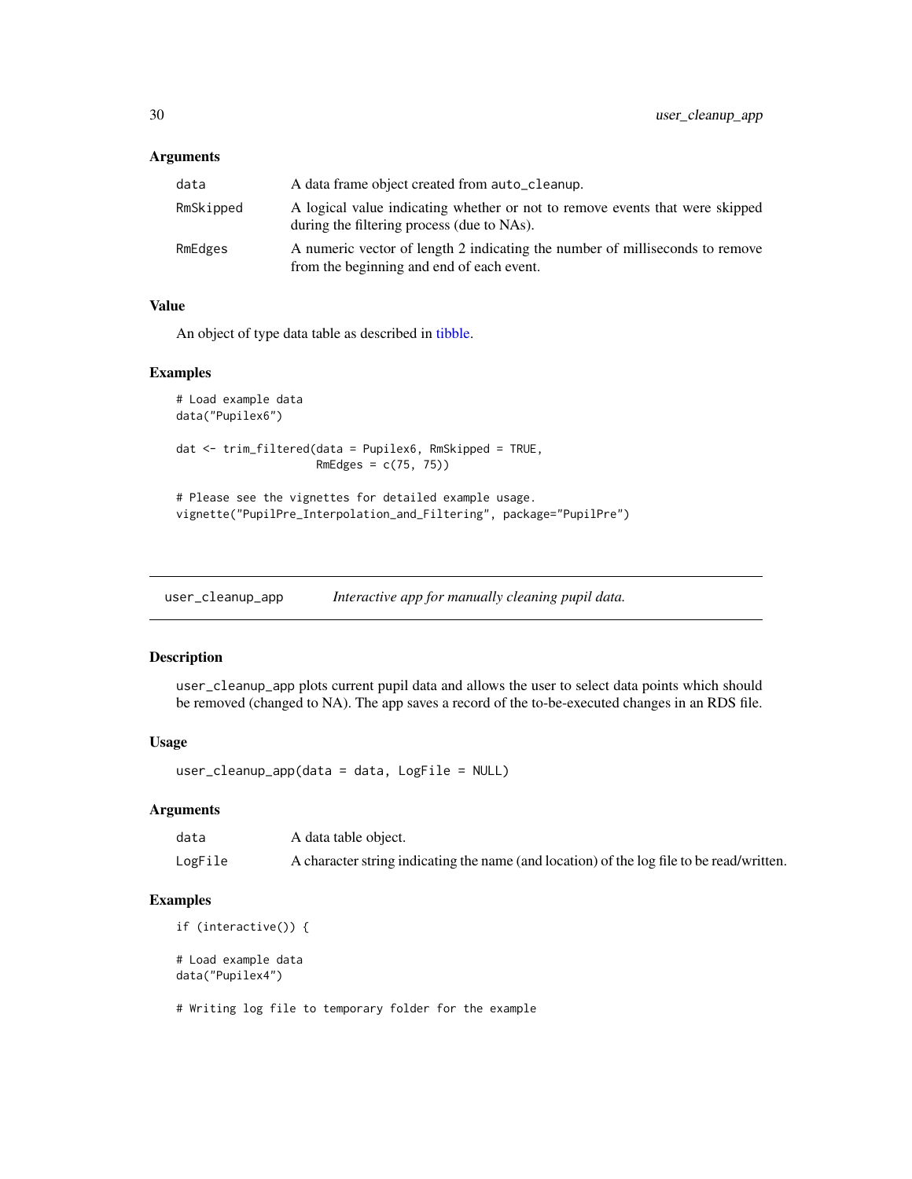### Arguments

| | |
|---|---|
| data | A data frame object created from auto_cleanup. |
| RmSkipped | A logical value indicating whether or not to remove events that were skipped during the filtering process (due to NAs). |
| RmEdges | A numeric vector of length 2 indicating the number of milliseconds to remove from the beginning and end of each event. |

### Value

An object of type data table as described in tibble.

### Examples

```
# Load example data
data("Pupilex6")

dat <- trim_filtered(data = Pupilex6, RmSkipped = TRUE,
                     RmEdges = c(75, 75))

# Please see the vignettes for detailed example usage.
vignette("PupilPre_Interpolation_and_Filtering", package="PupilPre")
```

---

## user_cleanup_app &nbsp;&nbsp;&nbsp; *Interactive app for manually cleaning pupil data.*

---

### Description

user_cleanup_app plots current pupil data and allows the user to select data points which should be removed (changed to NA). The app saves a record of the to-be-executed changes in an RDS file.

### Usage

```
user_cleanup_app(data = data, LogFile = NULL)
```

### Arguments

| | |
|---|---|
| data | A data table object. |
| LogFile | A character string indicating the name (and location) of the log file to be read/written. |

### Examples

```
if (interactive()) {

# Load example data
data("Pupilex4")

# Writing log file to temporary folder for the example
```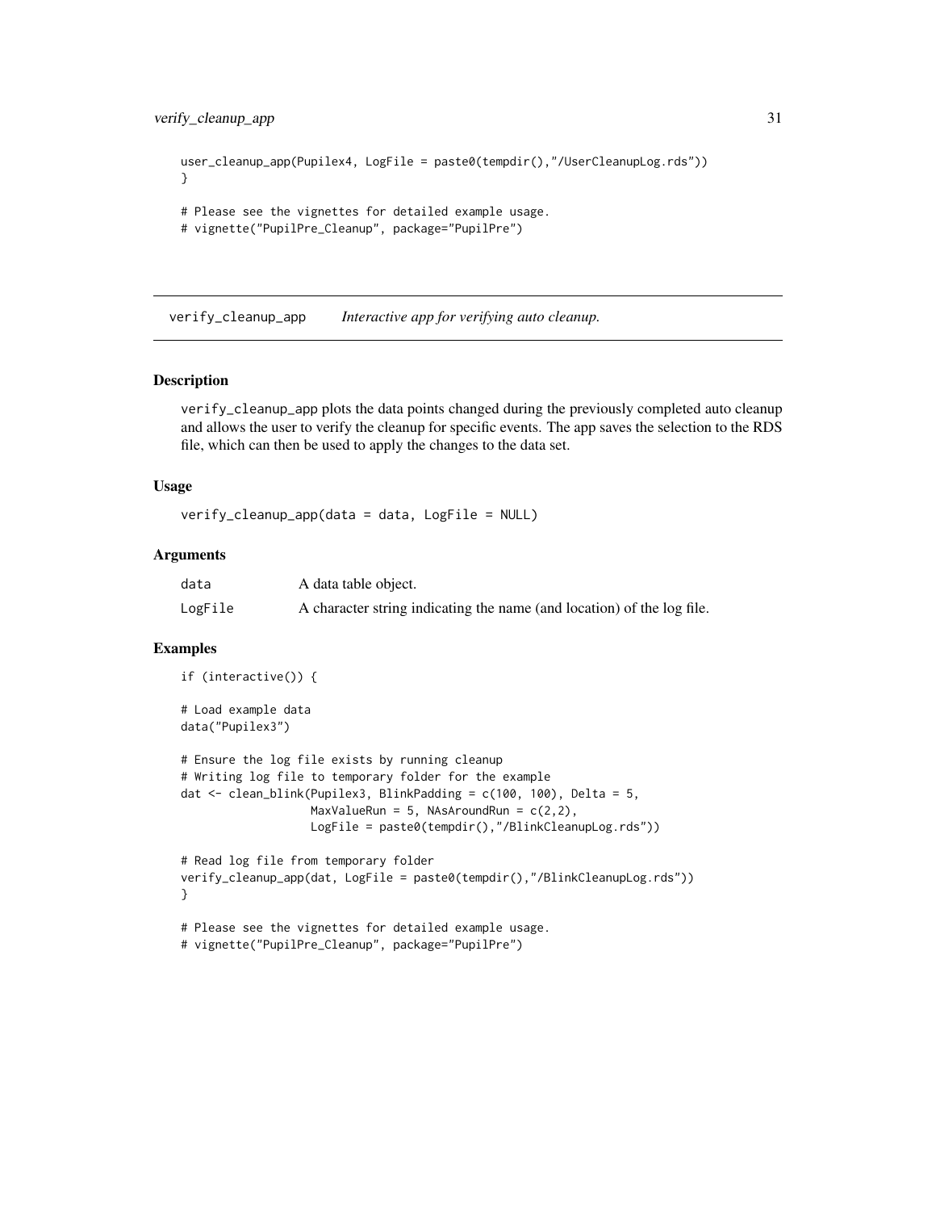```
user_cleanup_app(Pupilex4, LogFile = paste0(tempdir(),"/UserCleanupLog.rds"))
}

# Please see the vignettes for detailed example usage.
# vignette("PupilPre_Cleanup", package="PupilPre")
```

## verify_cleanup_app *Interactive app for verifying auto cleanup.*

### Description

verify_cleanup_app plots the data points changed during the previously completed auto cleanup and allows the user to verify the cleanup for specific events. The app saves the selection to the RDS file, which can then be used to apply the changes to the data set.

### Usage

```
verify_cleanup_app(data = data, LogFile = NULL)
```

### Arguments

| | |
|---|---|
| data | A data table object. |
| LogFile | A character string indicating the name (and location) of the log file. |

### Examples

```
if (interactive()) {

# Load example data
data("Pupilex3")

# Ensure the log file exists by running cleanup
# Writing log file to temporary folder for the example
dat <- clean_blink(Pupilex3, BlinkPadding = c(100, 100), Delta = 5,
                   MaxValueRun = 5, NAsAroundRun = c(2,2),
                   LogFile = paste0(tempdir(),"/BlinkCleanupLog.rds"))

# Read log file from temporary folder
verify_cleanup_app(dat, LogFile = paste0(tempdir(),"/BlinkCleanupLog.rds"))
}

# Please see the vignettes for detailed example usage.
# vignette("PupilPre_Cleanup", package="PupilPre")
```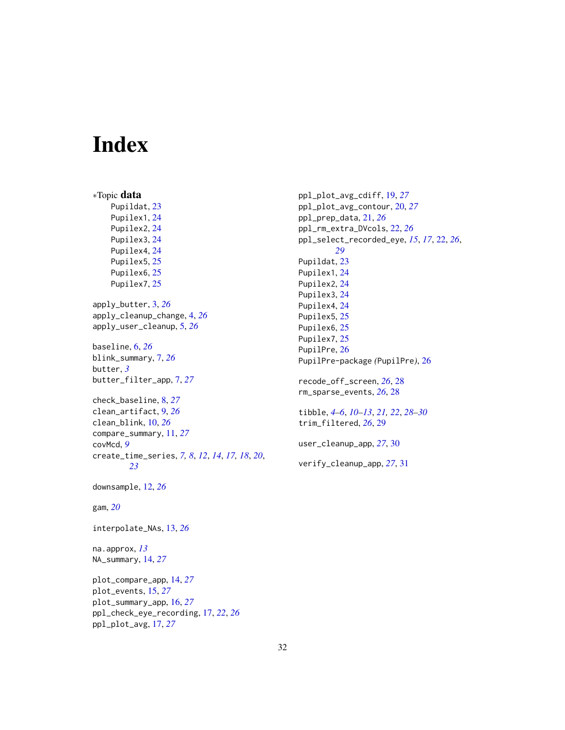# Index

∗Topic **data**

Pupildat, 23
Pupilex1, 24
Pupilex2, 24
Pupilex3, 24
Pupilex4, 24
Pupilex5, 25
Pupilex6, 25
Pupilex7, 25

apply_butter, 3, *26*
apply_cleanup_change, 4, *26*
apply_user_cleanup, 5, *26*

baseline, 6, *26*
blink_summary, 7, *26*
butter, *3*
butter_filter_app, 7, *27*

check_baseline, 8, *27*
clean_artifact, 9, *26*
clean_blink, 10, *26*
compare_summary, 11, *27*
covMcd, *9*
create_time_series, *7, 8*, *12*, *14*, *17, 18*, *20*, *23*

downsample, 12, *26*

gam, *20*

interpolate_NAs, 13, *26*

na.approx, *13*
NA_summary, 14, *27*

plot_compare_app, 14, *27*
plot_events, 15, *27*
plot_summary_app, 16, *27*
ppl_check_eye_recording, 17, *22*, *26*
ppl_plot_avg, 17, *27*
ppl_plot_avg_cdiff, 19, *27*
ppl_plot_avg_contour, 20, *27*
ppl_prep_data, 21, *26*
ppl_rm_extra_DVcols, 22, *26*
ppl_select_recorded_eye, *15*, *17*, 22, *26*, *29*
Pupildat, 23
Pupilex1, 24
Pupilex2, 24
Pupilex3, 24
Pupilex4, 24
Pupilex5, 25
Pupilex6, 25
Pupilex7, 25
PupilPre, 26
PupilPre-package *(*PupilPre*)*, 26

recode_off_screen, *26*, 28
rm_sparse_events, *26*, 28

tibble, *4–6*, *10–13*, *21, 22*, *28–30*
trim_filtered, *26*, 29

user_cleanup_app, *27*, 30

verify_cleanup_app, *27*, 31